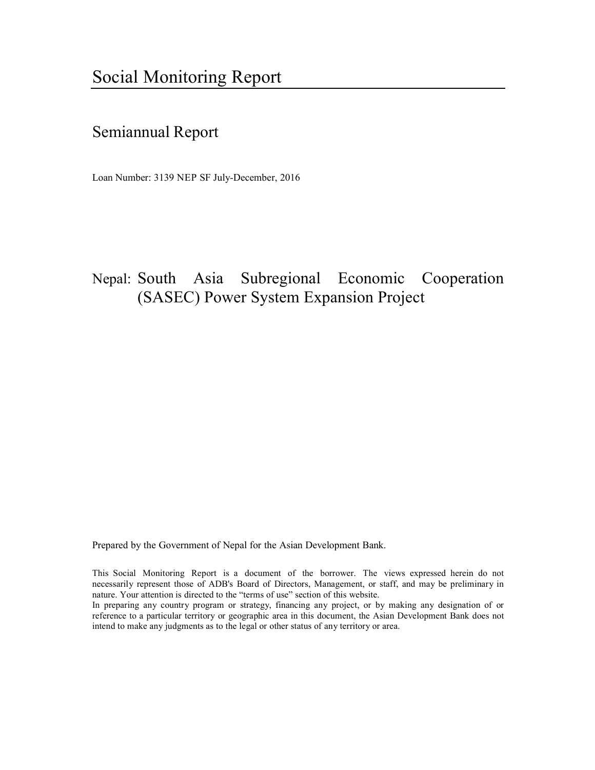# Social Monitoring Report

## Semiannual Report

Loan Number: 3139 NEP SF July-December, 2016

## Nepal: South Asia Subregional Economic Cooperation (SASEC) Power System Expansion Project

Prepared by the Government of Nepal for the Asian Development Bank.

This Social Monitoring Report is a document of the borrower. The views expressed herein do not necessarily represent those of ADB's Board of Directors, Management, or staff, and may be preliminary in nature. Your attention is directed to the "terms of use" section of this website.

In preparing any country program or strategy, financing any project, or by making any designation of or reference to a particular territory or geographic area in this document, the Asian Development Bank does not intend to make any judgments as to the legal or other status of any territory or area.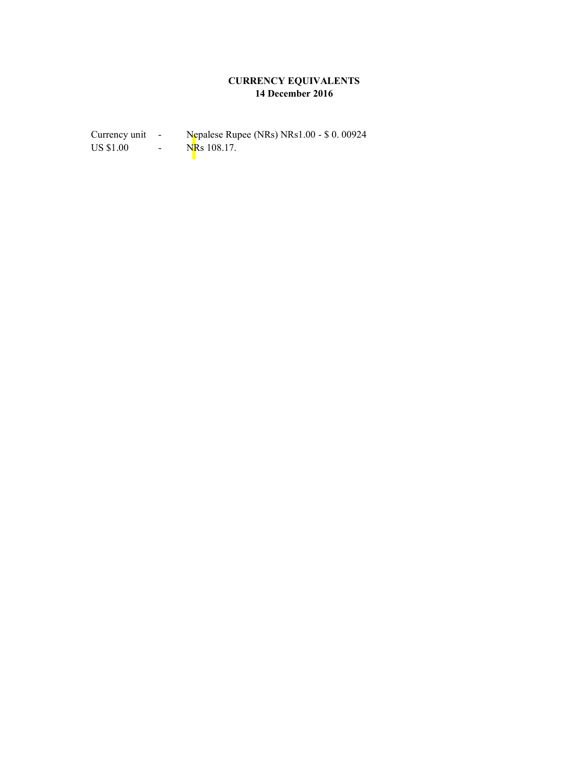**CURRENCY EQUIVALENTS**
**14 December 2016**

| | | |
|---|---|---|
| Currency unit | - | Nepalese Rupee (NRs) NRs1.00 - $ 0. 00924 |
| US $1.00 | - | NRs 108.17. |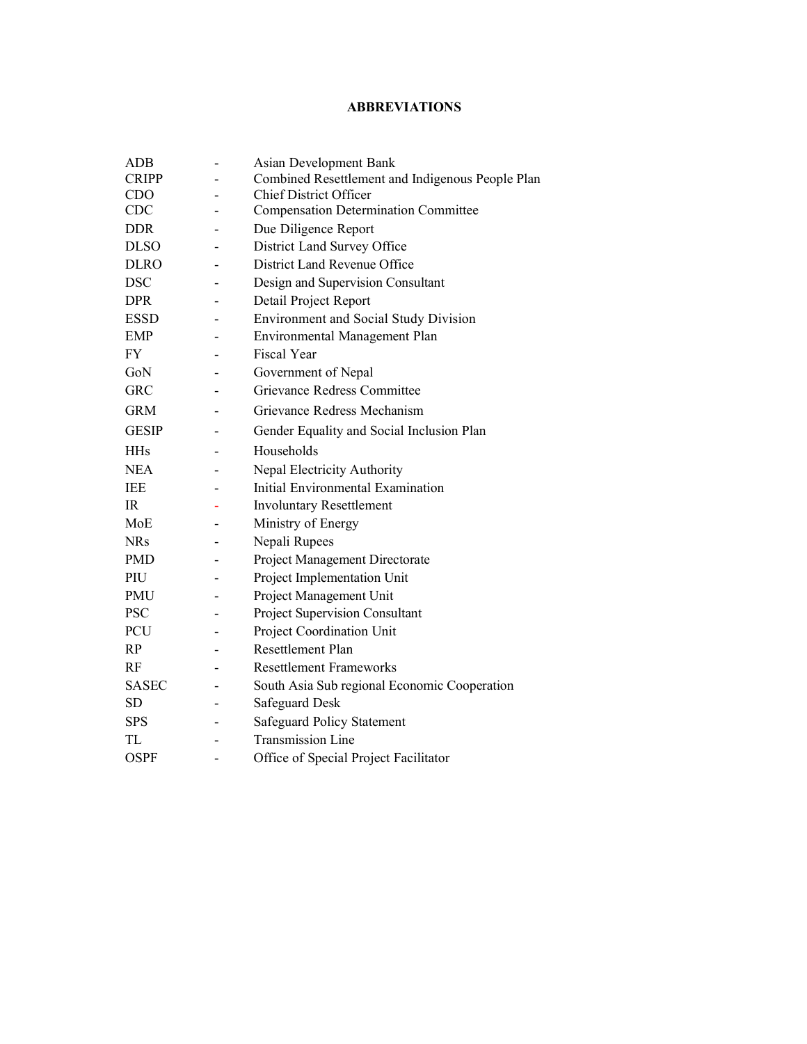# ABBREVIATIONS

| | | |
|---|---|---|
| ADB | - | Asian Development Bank |
| CRIPP | - | Combined Resettlement and Indigenous People Plan |
| CDO | - | Chief District Officer |
| CDC | - | Compensation Determination Committee |
| DDR | - | Due Diligence Report |
| DLSO | - | District Land Survey Office |
| DLRO | - | District Land Revenue Office |
| DSC | - | Design and Supervision Consultant |
| DPR | - | Detail Project Report |
| ESSD | - | Environment and Social Study Division |
| EMP | - | Environmental Management Plan |
| FY | - | Fiscal Year |
| GoN | - | Government of Nepal |
| GRC | - | Grievance Redress Committee |
| GRM | - | Grievance Redress Mechanism |
| GESIP | - | Gender Equality and Social Inclusion Plan |
| HHs | - | Households |
| NEA | - | Nepal Electricity Authority |
| IEE | - | Initial Environmental Examination |
| IR | - | Involuntary Resettlement |
| MoE | - | Ministry of Energy |
| NRs | - | Nepali Rupees |
| PMD | - | Project Management Directorate |
| PIU | - | Project Implementation Unit |
| PMU | - | Project Management Unit |
| PSC | - | Project Supervision Consultant |
| PCU | - | Project Coordination Unit |
| RP | - | Resettlement Plan |
| RF | - | Resettlement Frameworks |
| SASEC | - | South Asia Sub regional Economic Cooperation |
| SD | - | Safeguard Desk |
| SPS | - | Safeguard Policy Statement |
| TL | - | Transmission Line |
| OSPF | - | Office of Special Project Facilitator |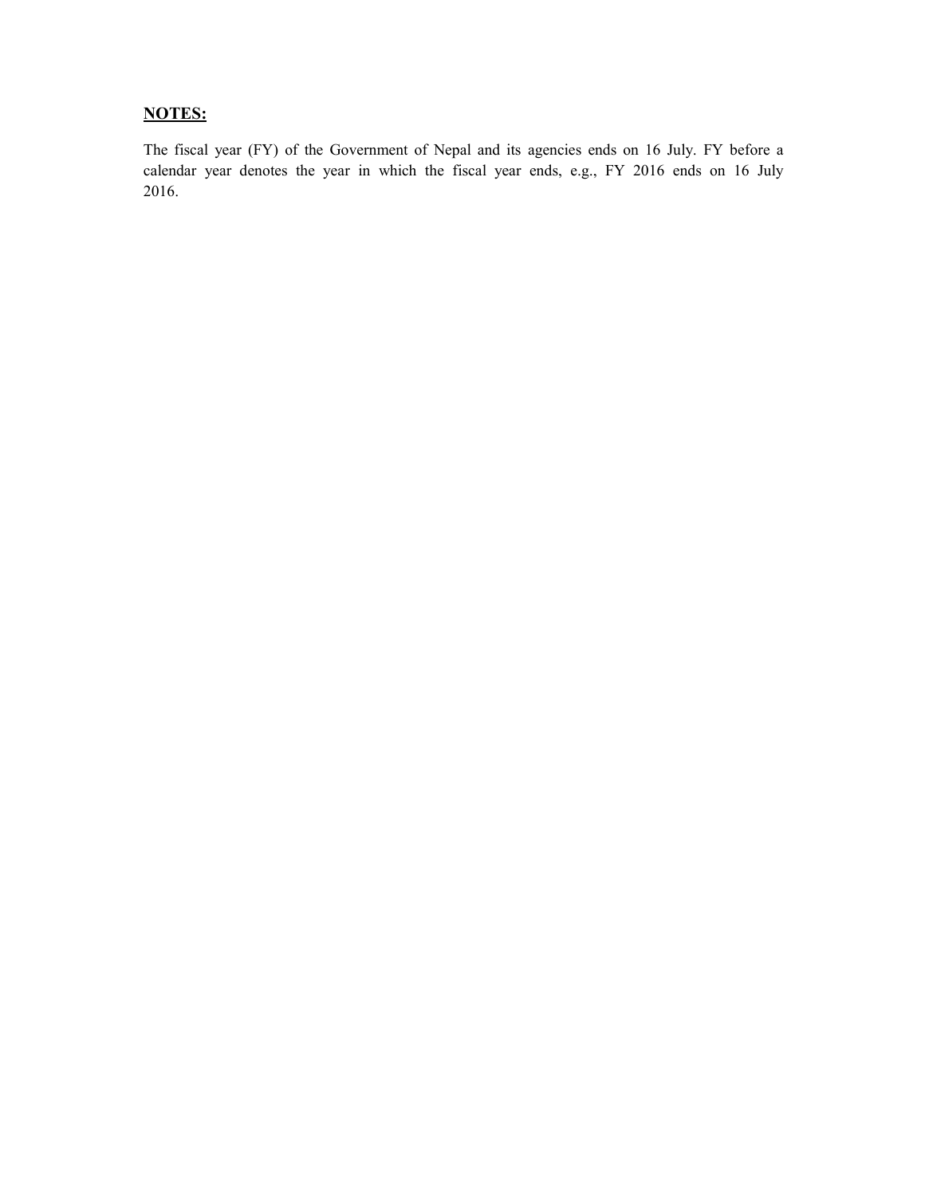**NOTES:**

The fiscal year (FY) of the Government of Nepal and its agencies ends on 16 July. FY before a calendar year denotes the year in which the fiscal year ends, e.g., FY 2016 ends on 16 July 2016.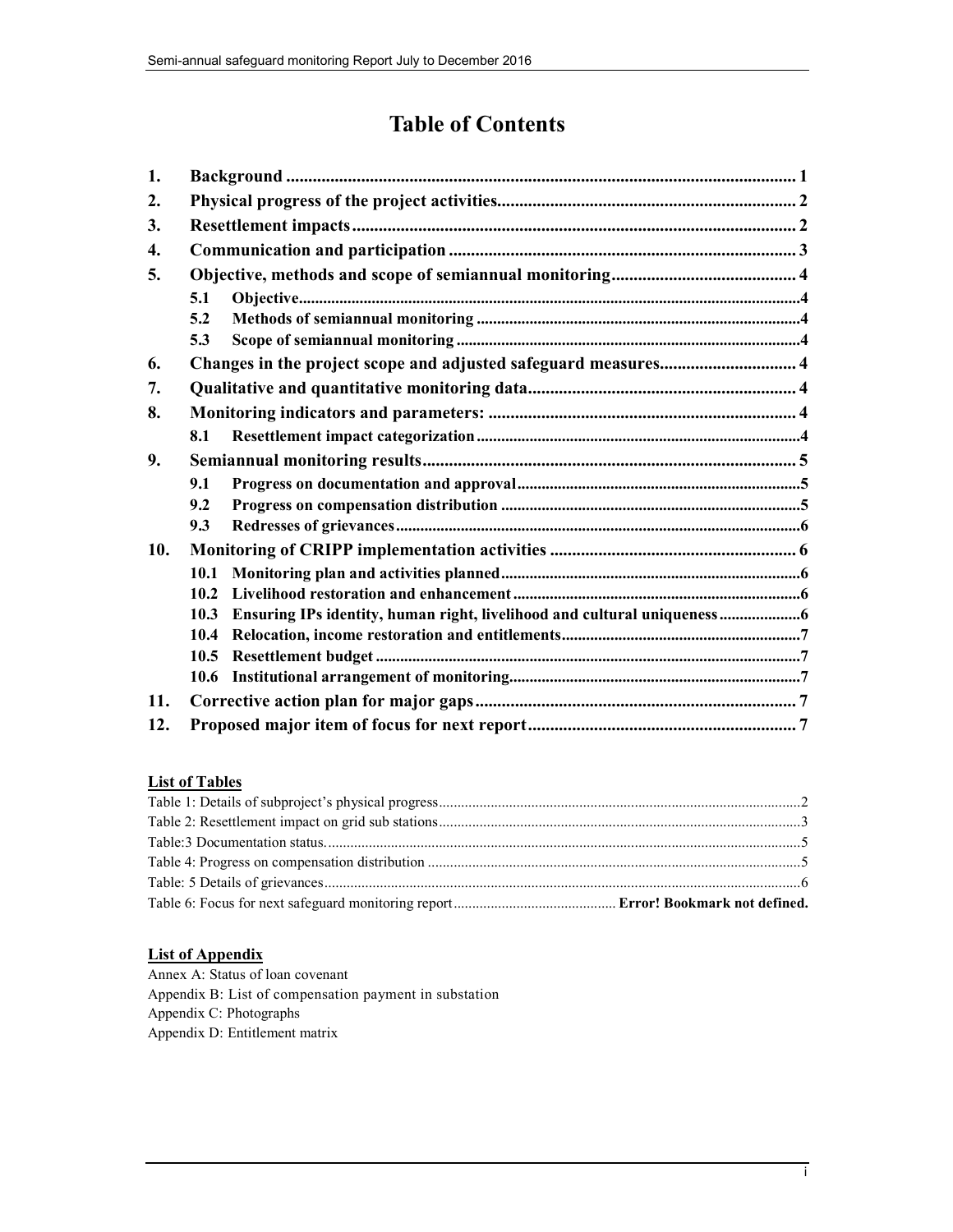# Table of Contents

| | | |
|---|---|---|
| **1.** | **Background** | **1** |
| **2.** | **Physical progress of the project activities** | **2** |
| **3.** | **Resettlement impacts** | **2** |
| **4.** | **Communication and participation** | **3** |
| **5.** | **Objective, methods and scope of semiannual monitoring** | **4** |
| | **5.1 Objective** | **4** |
| | **5.2 Methods of semiannual monitoring** | **4** |
| | **5.3 Scope of semiannual monitoring** | **4** |
| **6.** | **Changes in the project scope and adjusted safeguard measures** | **4** |
| **7.** | **Qualitative and quantitative monitoring data** | **4** |
| **8.** | **Monitoring indicators and parameters:** | **4** |
| | **8.1 Resettlement impact categorization** | **4** |
| **9.** | **Semiannual monitoring results** | **5** |
| | **9.1 Progress on documentation and approval** | **5** |
| | **9.2 Progress on compensation distribution** | **5** |
| | **9.3 Redresses of grievances** | **6** |
| **10.** | **Monitoring of CRIPP implementation activities** | **6** |
| | **10.1 Monitoring plan and activities planned** | **6** |
| | **10.2 Livelihood restoration and enhancement** | **6** |
| | **10.3 Ensuring IPs identity, human right, livelihood and cultural uniqueness** | **6** |
| | **10.4 Relocation, income restoration and entitlements** | **7** |
| | **10.5 Resettlement budget** | **7** |
| | **10.6 Institutional arrangement of monitoring** | **7** |
| **11.** | **Corrective action plan for major gaps** | **7** |
| **12.** | **Proposed major item of focus for next report** | **7** |

## List of Tables

Table 1: Details of subproject's physical progress ........ 2
Table 2: Resettlement impact on grid sub stations ........ 3
Table:3 Documentation status. ........ 5
Table 4: Progress on compensation distribution ........ 5
Table: 5 Details of grievances ........ 6
Table 6: Focus for next safeguard monitoring report ........ **Error! Bookmark not defined.**

## List of Appendix

Annex A: Status of loan covenant
Appendix B: List of compensation payment in substation
Appendix C: Photographs
Appendix D: Entitlement matrix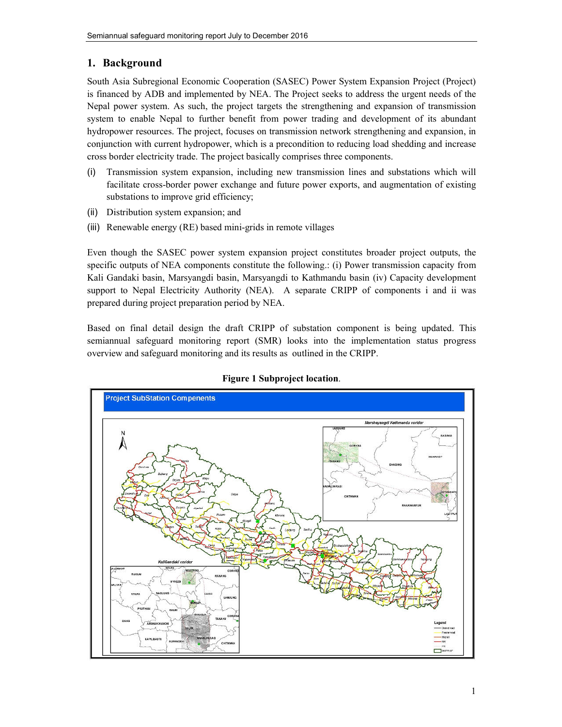## 1. Background

South Asia Subregional Economic Cooperation (SASEC) Power System Expansion Project (Project) is financed by ADB and implemented by NEA. The Project seeks to address the urgent needs of the Nepal power system. As such, the project targets the strengthening and expansion of transmission system to enable Nepal to further benefit from power trading and development of its abundant hydropower resources. The project, focuses on transmission network strengthening and expansion, in conjunction with current hydropower, which is a precondition to reducing load shedding and increase cross border electricity trade. The project basically comprises three components.

(i) Transmission system expansion, including new transmission lines and substations which will facilitate cross-border power exchange and future power exports, and augmentation of existing substations to improve grid efficiency;

(ii) Distribution system expansion; and

(iii) Renewable energy (RE) based mini-grids in remote villages

Even though the SASEC power system expansion project constitutes broader project outputs, the specific outputs of NEA components constitute the following.: (i) Power transmission capacity from Kali Gandaki basin, Marsyangdi basin, Marsyangdi to Kathmandu basin (iv) Capacity development support to Nepal Electricity Authority (NEA). A separate CRIPP of components i and ii was prepared during project preparation period by NEA.

Based on final detail design the draft CRIPP of substation component is being updated. This semiannual safeguard monitoring report (SMR) looks into the implementation status progress overview and safeguard monitoring and its results as outlined in the CRIPP.

**Figure 1 Subproject location**.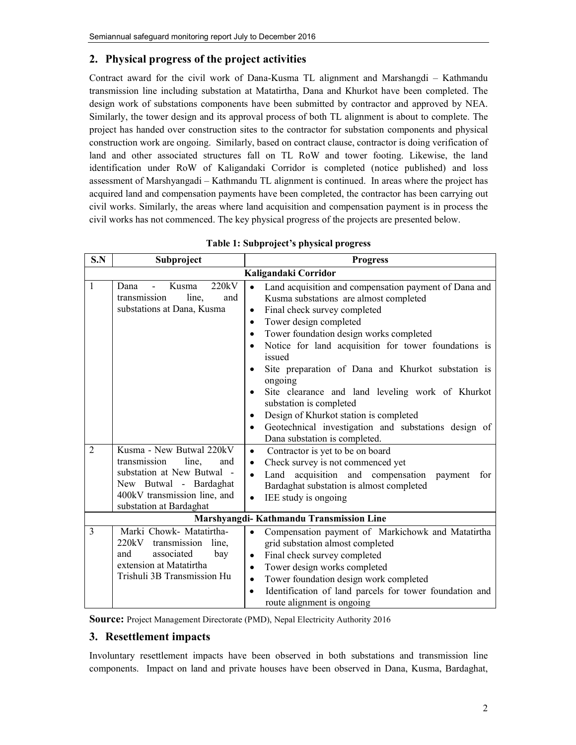## 2. Physical progress of the project activities

Contract award for the civil work of Dana-Kusma TL alignment and Marshangdi – Kathmandu transmission line including substation at Matatirtha, Dana and Khurkot have been completed. The design work of substations components have been submitted by contractor and approved by NEA. Similarly, the tower design and its approval process of both TL alignment is about to complete. The project has handed over construction sites to the contractor for substation components and physical construction work are ongoing. Similarly, based on contract clause, contractor is doing verification of land and other associated structures fall on TL RoW and tower footing. Likewise, the land identification under RoW of Kaligandaki Corridor is completed (notice published) and loss assessment of Marshyangadi – Kathmandu TL alignment is continued. In areas where the project has acquired land and compensation payments have been completed, the contractor has been carrying out civil works. Similarly, the areas where land acquisition and compensation payment is in process the civil works has not commenced. The key physical progress of the projects are presented below.

**Table 1: Subproject's physical progress**

| S.N | Subproject | Progress |
|---|---|---|
| **Kaligandaki Corridor** | | |
| 1 | Dana - Kusma 220kV transmission line, and substations at Dana, Kusma | • Land acquisition and compensation payment of Dana and Kusma substations are almost completed<br>• Final check survey completed<br>• Tower design completed<br>• Tower foundation design works completed<br>• Notice for land acquisition for tower foundations is issued<br>• Site preparation of Dana and Khurkot substation is ongoing<br>• Site clearance and land leveling work of Khurkot substation is completed<br>• Design of Khurkot station is completed<br>• Geotechnical investigation and substations design of Dana substation is completed. |
| 2 | Kusma - New Butwal 220kV transmission line, and substation at New Butwal - New Butwal - Bardaghat 400kV transmission line, and substation at Bardaghat | • Contractor is yet to be on board<br>• Check survey is not commenced yet<br>• Land acquisition and compensation payment for Bardaghat substation is almost completed<br>• IEE study is ongoing |
| **Marshyangdi- Kathmandu Transmission Line** | | |
| 3 | Marki Chowk- Matatirtha-220kV transmission line, and associated bay extension at Matatirtha Trishuli 3B Transmission Hu | • Compensation payment of Markichowk and Matatirtha grid substation almost completed<br>• Final check survey completed<br>• Tower design works completed<br>• Tower foundation design work completed<br>• Identification of land parcels for tower foundation and route alignment is ongoing |

**Source:** Project Management Directorate (PMD), Nepal Electricity Authority 2016

## 3. Resettlement impacts

Involuntary resettlement impacts have been observed in both substations and transmission line components. Impact on land and private houses have been observed in Dana, Kusma, Bardaghat,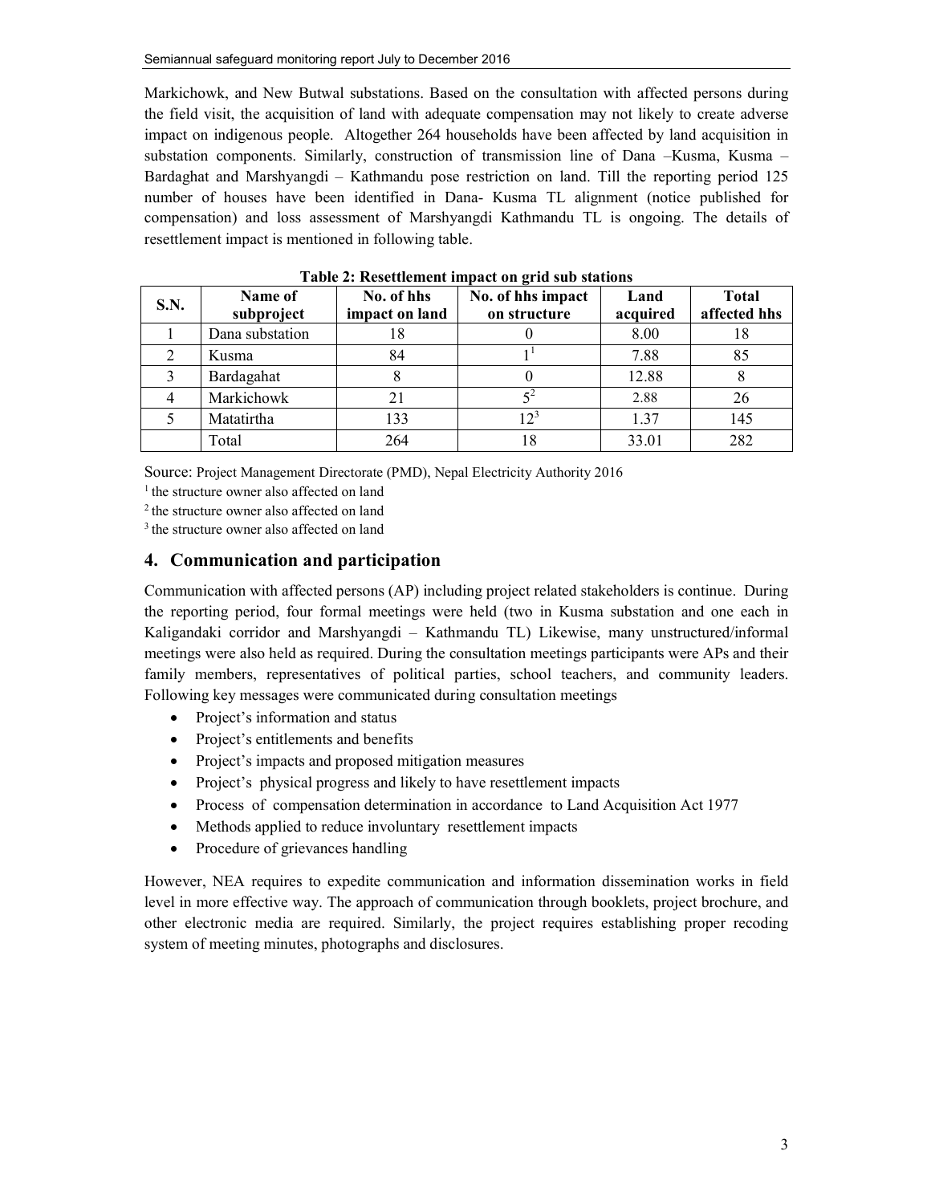Markichowk, and New Butwal substations. Based on the consultation with affected persons during the field visit, the acquisition of land with adequate compensation may not likely to create adverse impact on indigenous people. Altogether 264 households have been affected by land acquisition in substation components. Similarly, construction of transmission line of Dana –Kusma, Kusma – Bardaghat and Marshyangdi – Kathmandu pose restriction on land. Till the reporting period 125 number of houses have been identified in Dana- Kusma TL alignment (notice published for compensation) and loss assessment of Marshyangdi Kathmandu TL is ongoing. The details of resettlement impact is mentioned in following table.

**Table 2: Resettlement impact on grid sub stations**

| S.N. | Name of subproject | No. of hhs impact on land | No. of hhs impact on structure | Land acquired | Total affected hhs |
|---|---|---|---|---|---|
| 1 | Dana substation | 18 | 0 | 8.00 | 18 |
| 2 | Kusma | 84 | 1[1] | 7.88 | 85 |
| 3 | Bardagahat | 8 | 0 | 12.88 | 8 |
| 4 | Markichowk | 21 | 5[2] | 2.88 | 26 |
| 5 | Matatirtha | 133 | 12[3] | 1.37 | 145 |
| | Total | 264 | 18 | 33.01 | 282 |

Source: Project Management Directorate (PMD), Nepal Electricity Authority 2016

[1] the structure owner also affected on land

[2] the structure owner also affected on land

[3] the structure owner also affected on land

## 4. Communication and participation

Communication with affected persons (AP) including project related stakeholders is continue. During the reporting period, four formal meetings were held (two in Kusma substation and one each in Kaligandaki corridor and Marshyangdi – Kathmandu TL) Likewise, many unstructured/informal meetings were also held as required. During the consultation meetings participants were APs and their family members, representatives of political parties, school teachers, and community leaders. Following key messages were communicated during consultation meetings

- Project's information and status
- Project's entitlements and benefits
- Project's impacts and proposed mitigation measures
- Project's physical progress and likely to have resettlement impacts
- Process of compensation determination in accordance to Land Acquisition Act 1977
- Methods applied to reduce involuntary resettlement impacts
- Procedure of grievances handling

However, NEA requires to expedite communication and information dissemination works in field level in more effective way. The approach of communication through booklets, project brochure, and other electronic media are required. Similarly, the project requires establishing proper recoding system of meeting minutes, photographs and disclosures.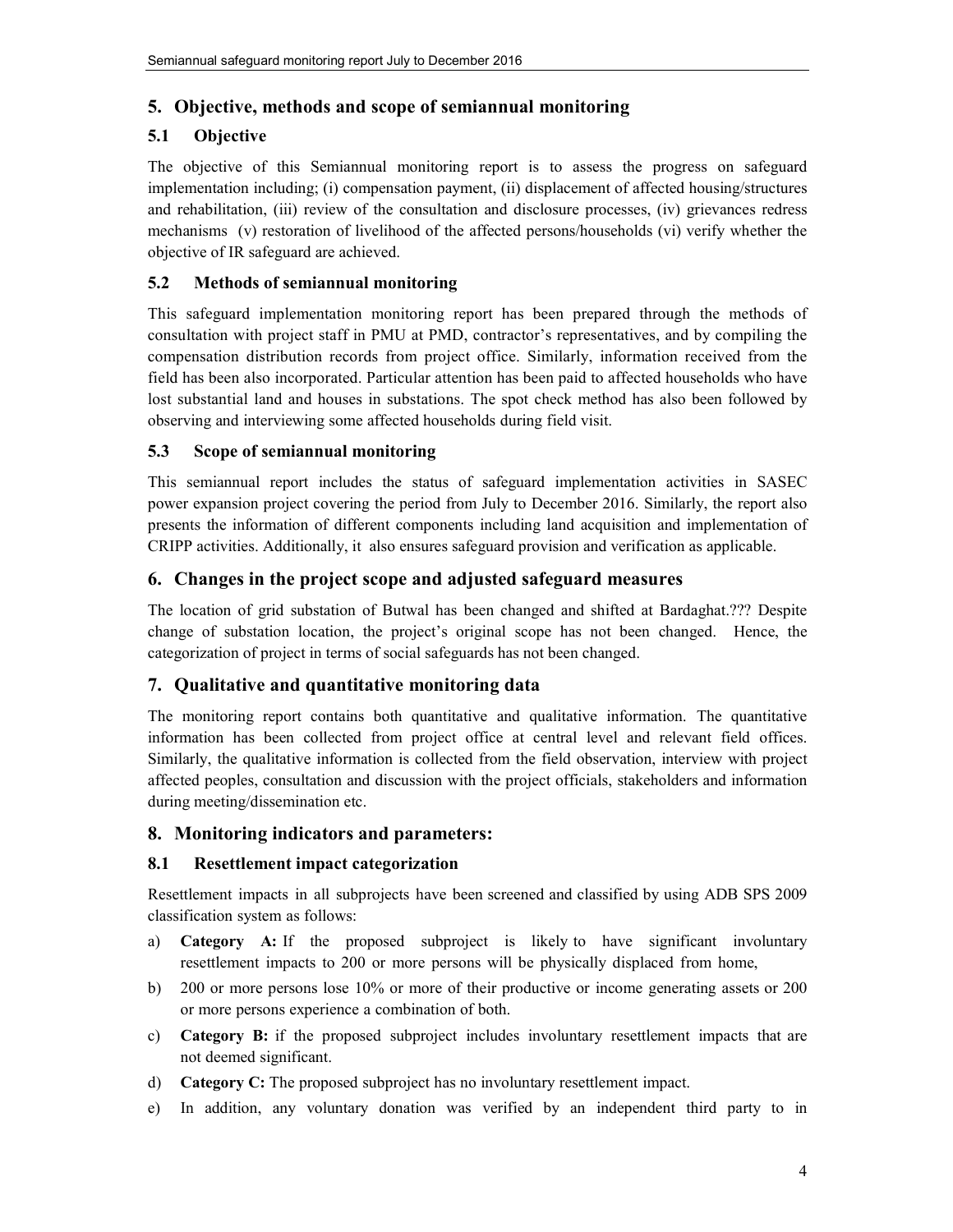## 5. Objective, methods and scope of semiannual monitoring

### 5.1 Objective

The objective of this Semiannual monitoring report is to assess the progress on safeguard implementation including; (i) compensation payment, (ii) displacement of affected housing/structures and rehabilitation, (iii) review of the consultation and disclosure processes, (iv) grievances redress mechanisms (v) restoration of livelihood of the affected persons/households (vi) verify whether the objective of IR safeguard are achieved.

### 5.2 Methods of semiannual monitoring

This safeguard implementation monitoring report has been prepared through the methods of consultation with project staff in PMU at PMD, contractor's representatives, and by compiling the compensation distribution records from project office. Similarly, information received from the field has been also incorporated. Particular attention has been paid to affected households who have lost substantial land and houses in substations. The spot check method has also been followed by observing and interviewing some affected households during field visit.

### 5.3 Scope of semiannual monitoring

This semiannual report includes the status of safeguard implementation activities in SASEC power expansion project covering the period from July to December 2016. Similarly, the report also presents the information of different components including land acquisition and implementation of CRIPP activities. Additionally, it also ensures safeguard provision and verification as applicable.

## 6. Changes in the project scope and adjusted safeguard measures

The location of grid substation of Butwal has been changed and shifted at Bardaghat.??? Despite change of substation location, the project's original scope has not been changed. Hence, the categorization of project in terms of social safeguards has not been changed.

## 7. Qualitative and quantitative monitoring data

The monitoring report contains both quantitative and qualitative information. The quantitative information has been collected from project office at central level and relevant field offices. Similarly, the qualitative information is collected from the field observation, interview with project affected peoples, consultation and discussion with the project officials, stakeholders and information during meeting/dissemination etc.

## 8. Monitoring indicators and parameters:

### 8.1 Resettlement impact categorization

Resettlement impacts in all subprojects have been screened and classified by using ADB SPS 2009 classification system as follows:

a) **Category A:** If the proposed subproject is likely to have significant involuntary resettlement impacts to 200 or more persons will be physically displaced from home,

b) 200 or more persons lose 10% or more of their productive or income generating assets or 200 or more persons experience a combination of both.

c) **Category B:** if the proposed subproject includes involuntary resettlement impacts that are not deemed significant.

d) **Category C:** The proposed subproject has no involuntary resettlement impact.

e) In addition, any voluntary donation was verified by an independent third party to in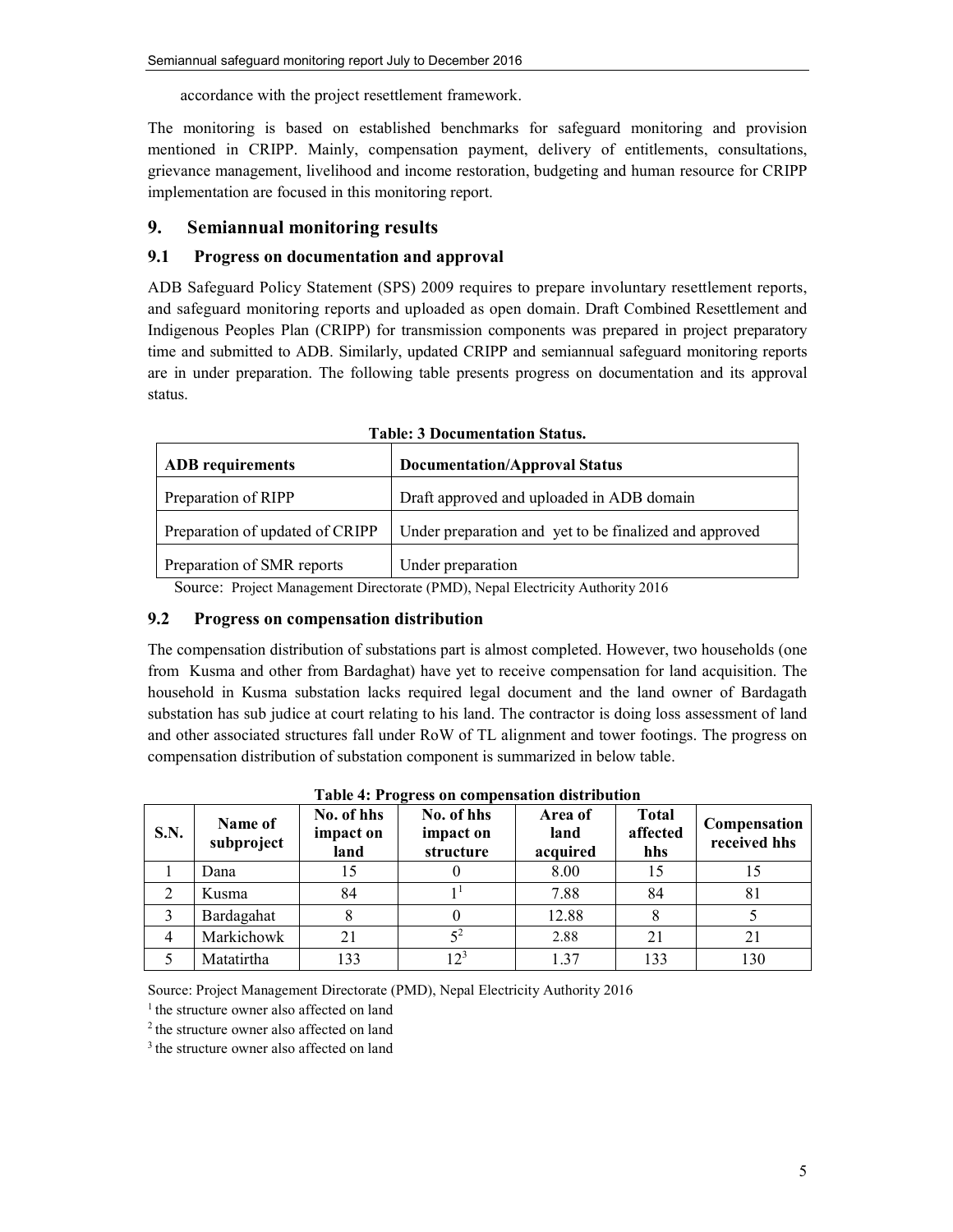accordance with the project resettlement framework.

The monitoring is based on established benchmarks for safeguard monitoring and provision mentioned in CRIPP. Mainly, compensation payment, delivery of entitlements, consultations, grievance management, livelihood and income restoration, budgeting and human resource for CRIPP implementation are focused in this monitoring report.

## 9. Semiannual monitoring results

### 9.1 Progress on documentation and approval

ADB Safeguard Policy Statement (SPS) 2009 requires to prepare involuntary resettlement reports, and safeguard monitoring reports and uploaded as open domain. Draft Combined Resettlement and Indigenous Peoples Plan (CRIPP) for transmission components was prepared in project preparatory time and submitted to ADB. Similarly, updated CRIPP and semiannual safeguard monitoring reports are in under preparation. The following table presents progress on documentation and its approval status.

**Table: 3 Documentation Status.**

| ADB requirements | Documentation/Approval Status |
|---|---|
| Preparation of RIPP | Draft approved and uploaded in ADB domain |
| Preparation of updated of CRIPP | Under preparation and yet to be finalized and approved |
| Preparation of SMR reports | Under preparation |

Source: Project Management Directorate (PMD), Nepal Electricity Authority 2016

### 9.2 Progress on compensation distribution

The compensation distribution of substations part is almost completed. However, two households (one from Kusma and other from Bardaghat) have yet to receive compensation for land acquisition. The household in Kusma substation lacks required legal document and the land owner of Bardagath substation has sub judice at court relating to his land. The contractor is doing loss assessment of land and other associated structures fall under RoW of TL alignment and tower footings. The progress on compensation distribution of substation component is summarized in below table.

**Table 4: Progress on compensation distribution**

| S.N. | Name of subproject | No. of hhs impact on land | No. of hhs impact on structure | Area of land acquired | Total affected hhs | Compensation received hhs |
|---|---|---|---|---|---|---|
| 1 | Dana | 15 | 0 | 8.00 | 15 | 15 |
| 2 | Kusma | 84 | 1[1] | 7.88 | 84 | 81 |
| 3 | Bardagahat | 8 | 0 | 12.88 | 8 | 5 |
| 4 | Markichowk | 21 | 5[2] | 2.88 | 21 | 21 |
| 5 | Matatirtha | 133 | 12[3] | 1.37 | 133 | 130 |

Source: Project Management Directorate (PMD), Nepal Electricity Authority 2016

[1] the structure owner also affected on land

[2] the structure owner also affected on land

[3] the structure owner also affected on land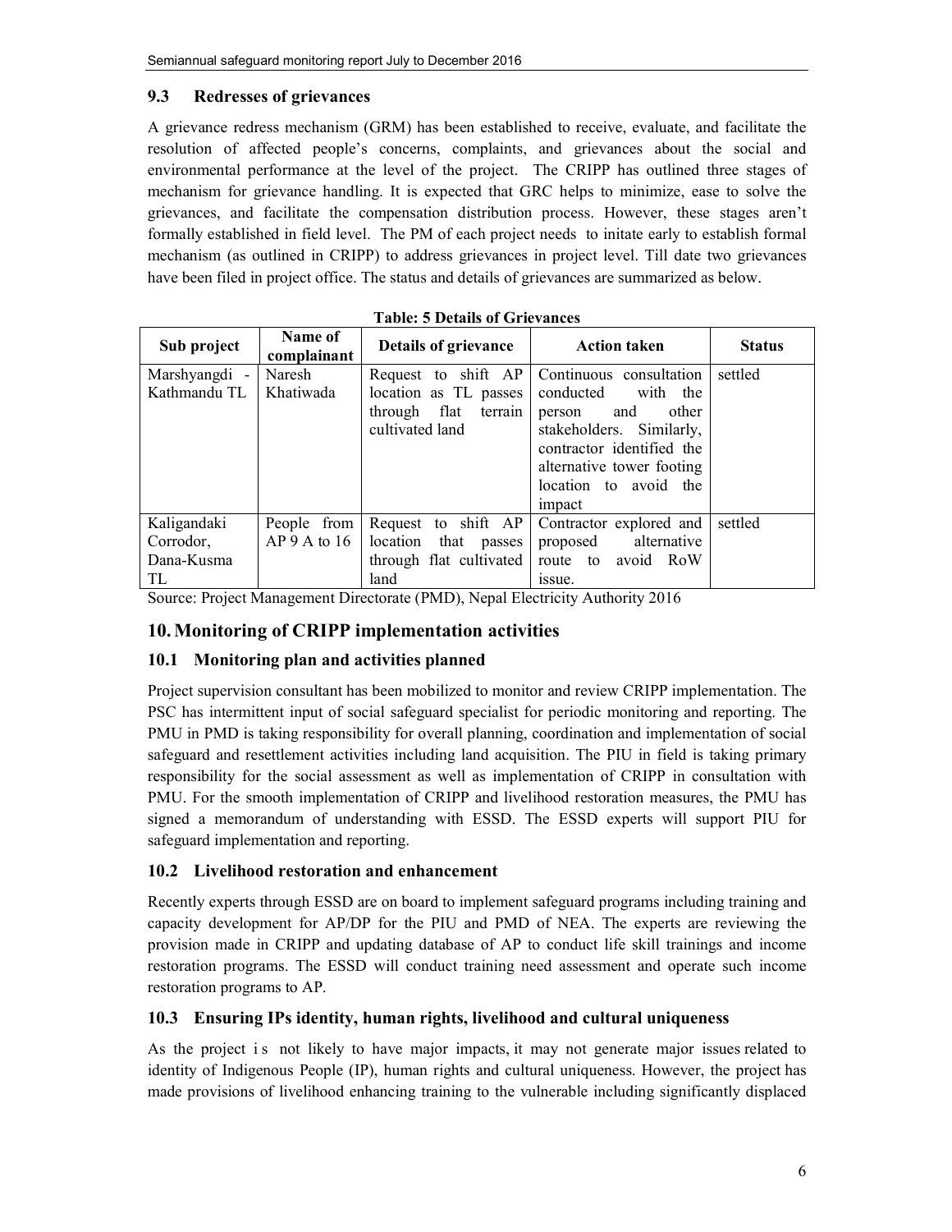### 9.3 Redresses of grievances

A grievance redress mechanism (GRM) has been established to receive, evaluate, and facilitate the resolution of affected people's concerns, complaints, and grievances about the social and environmental performance at the level of the project. The CRIPP has outlined three stages of mechanism for grievance handling. It is expected that GRC helps to minimize, ease to solve the grievances, and facilitate the compensation distribution process. However, these stages aren't formally established in field level. The PM of each project needs to initate early to establish formal mechanism (as outlined in CRIPP) to address grievances in project level. Till date two grievances have been filed in project office. The status and details of grievances are summarized as below.

**Table: 5 Details of Grievances**

| Sub project | Name of complainant | Details of grievance | Action taken | Status |
|---|---|---|---|---|
| Marshyangdi - Kathmandu TL | Naresh Khatiwada | Request to shift AP location as TL passes through flat terrain cultivated land | Continuous consultation conducted with the person and other stakeholders. Similarly, contractor identified the alternative tower footing location to avoid the impact | settled |
| Kaligandaki Corrodor, Dana-Kusma TL | People from AP 9 A to 16 | Request to shift AP location that passes through flat cultivated land | Contractor explored and proposed alternative route to avoid RoW issue. | settled |

Source: Project Management Directorate (PMD), Nepal Electricity Authority 2016

## 10. Monitoring of CRIPP implementation activities

### 10.1 Monitoring plan and activities planned

Project supervision consultant has been mobilized to monitor and review CRIPP implementation. The PSC has intermittent input of social safeguard specialist for periodic monitoring and reporting. The PMU in PMD is taking responsibility for overall planning, coordination and implementation of social safeguard and resettlement activities including land acquisition. The PIU in field is taking primary responsibility for the social assessment as well as implementation of CRIPP in consultation with PMU. For the smooth implementation of CRIPP and livelihood restoration measures, the PMU has signed a memorandum of understanding with ESSD. The ESSD experts will support PIU for safeguard implementation and reporting.

### 10.2 Livelihood restoration and enhancement

Recently experts through ESSD are on board to implement safeguard programs including training and capacity development for AP/DP for the PIU and PMD of NEA. The experts are reviewing the provision made in CRIPP and updating database of AP to conduct life skill trainings and income restoration programs. The ESSD will conduct training need assessment and operate such income restoration programs to AP.

### 10.3 Ensuring IPs identity, human rights, livelihood and cultural uniqueness

As the project is not likely to have major impacts, it may not generate major issues related to identity of Indigenous People (IP), human rights and cultural uniqueness. However, the project has made provisions of livelihood enhancing training to the vulnerable including significantly displaced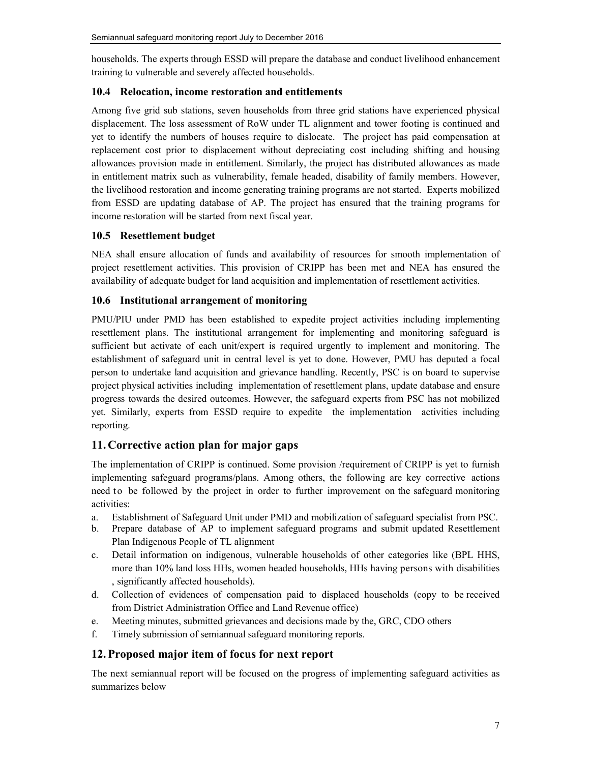households. The experts through ESSD will prepare the database and conduct livelihood enhancement training to vulnerable and severely affected households.

### 10.4 Relocation, income restoration and entitlements

Among five grid sub stations, seven households from three grid stations have experienced physical displacement. The loss assessment of RoW under TL alignment and tower footing is continued and yet to identify the numbers of houses require to dislocate. The project has paid compensation at replacement cost prior to displacement without depreciating cost including shifting and housing allowances provision made in entitlement. Similarly, the project has distributed allowances as made in entitlement matrix such as vulnerability, female headed, disability of family members. However, the livelihood restoration and income generating training programs are not started. Experts mobilized from ESSD are updating database of AP. The project has ensured that the training programs for income restoration will be started from next fiscal year.

### 10.5 Resettlement budget

NEA shall ensure allocation of funds and availability of resources for smooth implementation of project resettlement activities. This provision of CRIPP has been met and NEA has ensured the availability of adequate budget for land acquisition and implementation of resettlement activities.

### 10.6 Institutional arrangement of monitoring

PMU/PIU under PMD has been established to expedite project activities including implementing resettlement plans. The institutional arrangement for implementing and monitoring safeguard is sufficient but activate of each unit/expert is required urgently to implement and monitoring. The establishment of safeguard unit in central level is yet to done. However, PMU has deputed a focal person to undertake land acquisition and grievance handling. Recently, PSC is on board to supervise project physical activities including implementation of resettlement plans, update database and ensure progress towards the desired outcomes. However, the safeguard experts from PSC has not mobilized yet. Similarly, experts from ESSD require to expedite the implementation activities including reporting.

## 11. Corrective action plan for major gaps

The implementation of CRIPP is continued. Some provision /requirement of CRIPP is yet to furnish implementing safeguard programs/plans. Among others, the following are key corrective actions need to be followed by the project in order to further improvement on the safeguard monitoring activities:

a. Establishment of Safeguard Unit under PMD and mobilization of safeguard specialist from PSC.
b. Prepare database of AP to implement safeguard programs and submit updated Resettlement Plan Indigenous People of TL alignment
c. Detail information on indigenous, vulnerable households of other categories like (BPL HHS, more than 10% land loss HHs, women headed households, HHs having persons with disabilities , significantly affected households).
d. Collection of evidences of compensation paid to displaced households (copy to be received from District Administration Office and Land Revenue office)
e. Meeting minutes, submitted grievances and decisions made by the, GRC, CDO others
f. Timely submission of semiannual safeguard monitoring reports.

## 12. Proposed major item of focus for next report

The next semiannual report will be focused on the progress of implementing safeguard activities as summarizes below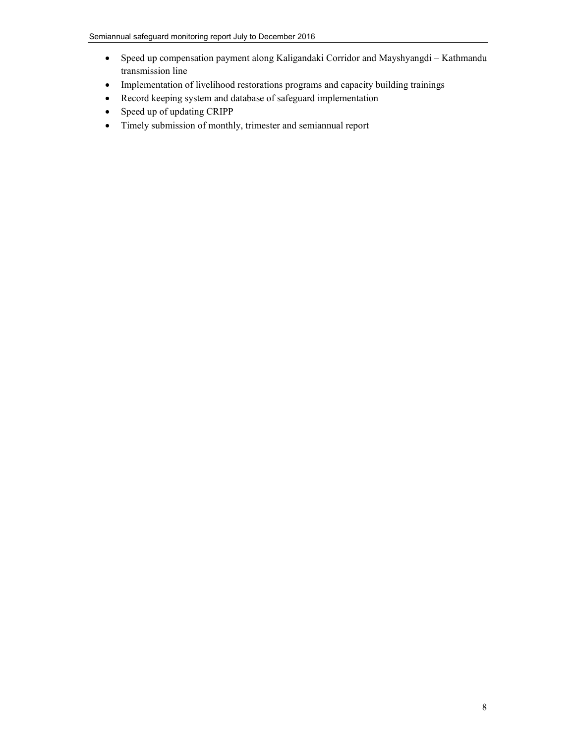- Speed up compensation payment along Kaligandaki Corridor and Mayshyangdi – Kathmandu transmission line
- Implementation of livelihood restorations programs and capacity building trainings
- Record keeping system and database of safeguard implementation
- Speed up of updating CRIPP
- Timely submission of monthly, trimester and semiannual report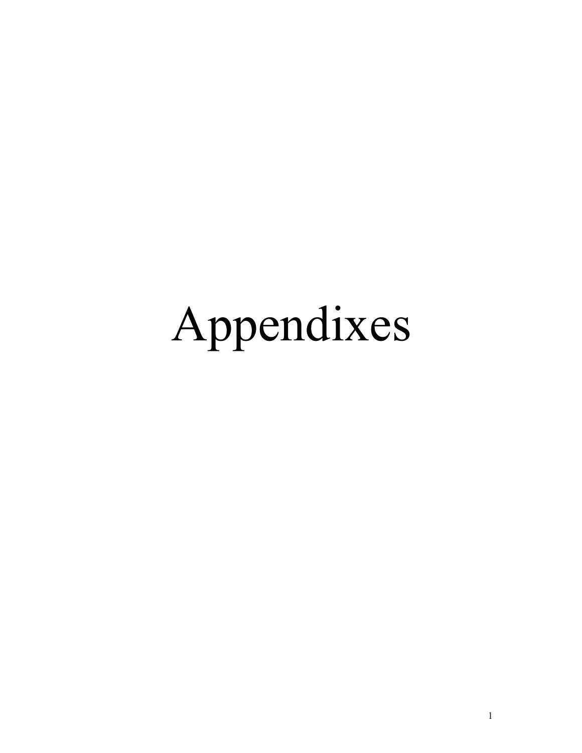# Appendixes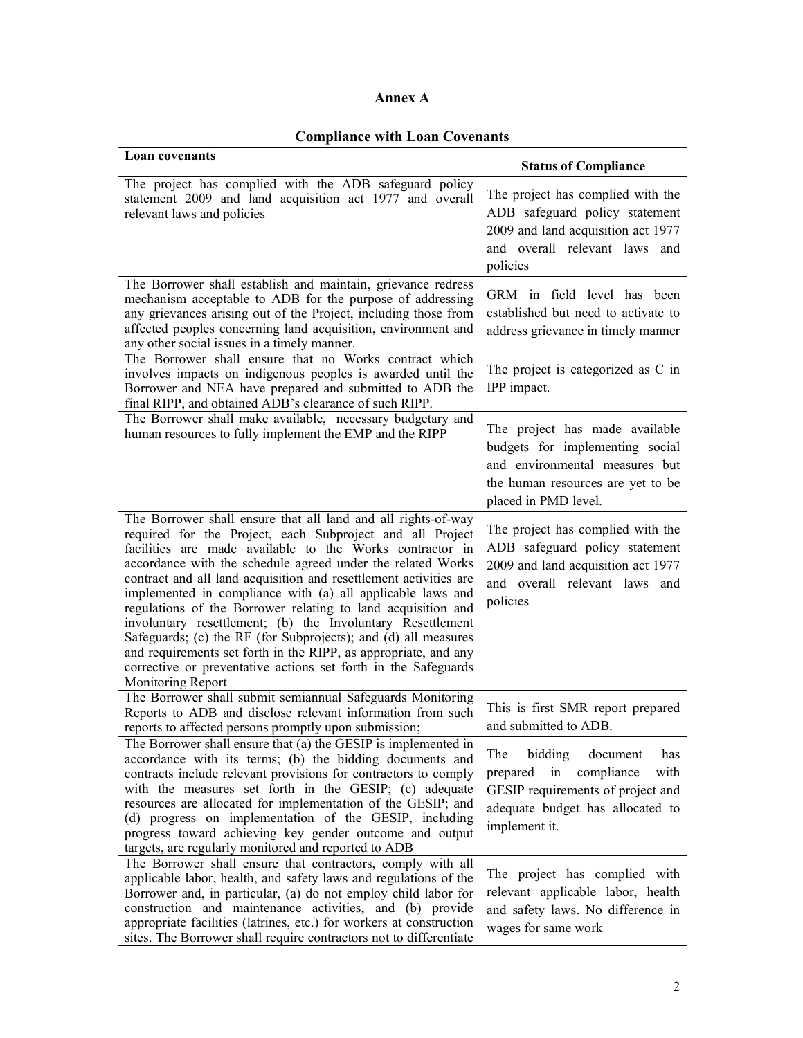# Annex A

## Compliance with Loan Covenants

| Loan covenants | Status of Compliance |
|---|---|
| The project has complied with the ADB safeguard policy statement 2009 and land acquisition act 1977 and overall relevant laws and policies | The project has complied with the ADB safeguard policy statement 2009 and land acquisition act 1977 and overall relevant laws and policies |
| The Borrower shall establish and maintain, grievance redress mechanism acceptable to ADB for the purpose of addressing any grievances arising out of the Project, including those from affected peoples concerning land acquisition, environment and any other social issues in a timely manner. | GRM in field level has been established but need to activate to address grievance in timely manner |
| The Borrower shall ensure that no Works contract which involves impacts on indigenous peoples is awarded until the Borrower and NEA have prepared and submitted to ADB the final RIPP, and obtained ADB's clearance of such RIPP. | The project is categorized as C in IPP impact. |
| The Borrower shall make available, necessary budgetary and human resources to fully implement the EMP and the RIPP | The project has made available budgets for implementing social and environmental measures but the human resources are yet to be placed in PMD level. |
| The Borrower shall ensure that all land and all rights-of-way required for the Project, each Subproject and all Project facilities are made available to the Works contractor in accordance with the schedule agreed under the related Works contract and all land acquisition and resettlement activities are implemented in compliance with (a) all applicable laws and regulations of the Borrower relating to land acquisition and involuntary resettlement; (b) the Involuntary Resettlement Safeguards; (c) the RF (for Subprojects); and (d) all measures and requirements set forth in the RIPP, as appropriate, and any corrective or preventative actions set forth in the Safeguards Monitoring Report | The project has complied with the ADB safeguard policy statement 2009 and land acquisition act 1977 and overall relevant laws and policies |
| The Borrower shall submit semiannual Safeguards Monitoring Reports to ADB and disclose relevant information from such reports to affected persons promptly upon submission; | This is first SMR report prepared and submitted to ADB. |
| The Borrower shall ensure that (a) the GESIP is implemented in accordance with its terms; (b) the bidding documents and contracts include relevant provisions for contractors to comply with the measures set forth in the GESIP; (c) adequate resources are allocated for implementation of the GESIP; and (d) progress on implementation of the GESIP, including progress toward achieving key gender outcome and output targets, are regularly monitored and reported to ADB | The bidding document has prepared in compliance with GESIP requirements of project and adequate budget has allocated to implement it. |
| The Borrower shall ensure that contractors, comply with all applicable labor, health, and safety laws and regulations of the Borrower and, in particular, (a) do not employ child labor for construction and maintenance activities, and (b) provide appropriate facilities (latrines, etc.) for workers at construction sites. The Borrower shall require contractors not to differentiate | The project has complied with relevant applicable labor, health and safety laws. No difference in wages for same work |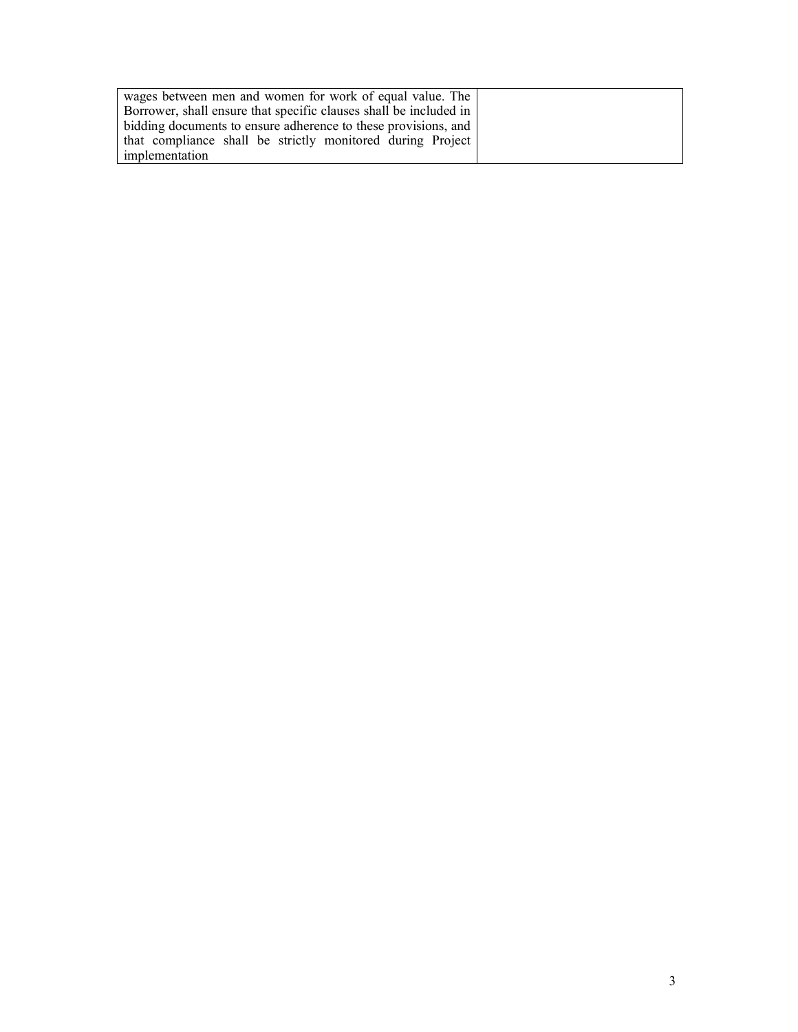| | |
|---|---|
| wages between men and women for work of equal value. The Borrower, shall ensure that specific clauses shall be included in bidding documents to ensure adherence to these provisions, and that compliance shall be strictly monitored during Project implementation | |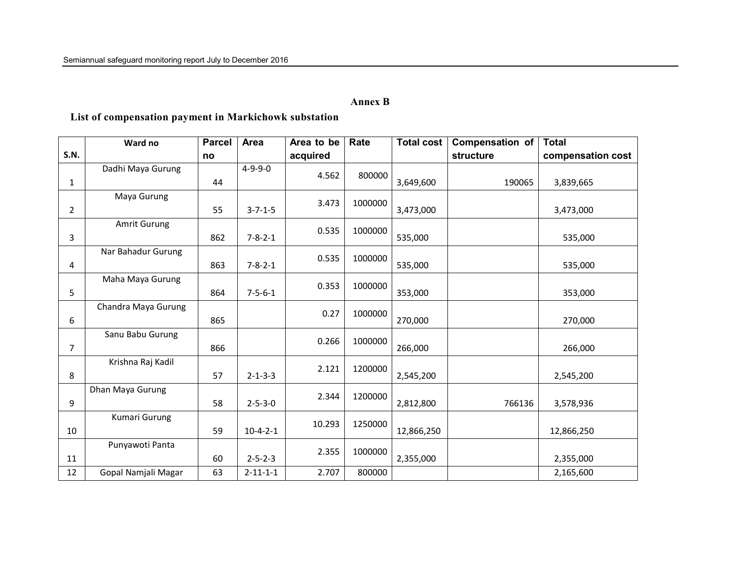## Annex B

### List of compensation payment in Markichowk substation

| S.N. | Ward no | Parcel no | Area | Area to be acquired | Rate | Total cost | Compensation of structure | Total compensation cost |
|---|---|---|---|---|---|---|---|---|
| 1 | Dadhi Maya Gurung | 44 | 4-9-9-0 | 4.562 | 800000 | 3,649,600 | 190065 | 3,839,665 |
| 2 | Maya Gurung | 55 | 3-7-1-5 | 3.473 | 1000000 | 3,473,000 | | 3,473,000 |
| 3 | Amrit Gurung | 862 | 7-8-2-1 | 0.535 | 1000000 | 535,000 | | 535,000 |
| 4 | Nar Bahadur Gurung | 863 | 7-8-2-1 | 0.535 | 1000000 | 535,000 | | 535,000 |
| 5 | Maha Maya Gurung | 864 | 7-5-6-1 | 0.353 | 1000000 | 353,000 | | 353,000 |
| 6 | Chandra Maya Gurung | 865 | | 0.27 | 1000000 | 270,000 | | 270,000 |
| 7 | Sanu Babu Gurung | 866 | | 0.266 | 1000000 | 266,000 | | 266,000 |
| 8 | Krishna Raj Kadil | 57 | 2-1-3-3 | 2.121 | 1200000 | 2,545,200 | | 2,545,200 |
| 9 | Dhan Maya Gurung | 58 | 2-5-3-0 | 2.344 | 1200000 | 2,812,800 | 766136 | 3,578,936 |
| 10 | Kumari Gurung | 59 | 10-4-2-1 | 10.293 | 1250000 | 12,866,250 | | 12,866,250 |
| 11 | Punyawoti Panta | 60 | 2-5-2-3 | 2.355 | 1000000 | 2,355,000 | | 2,355,000 |
| 12 | Gopal Namjali Magar | 63 | 2-11-1-1 | 2.707 | 800000 | | | 2,165,600 |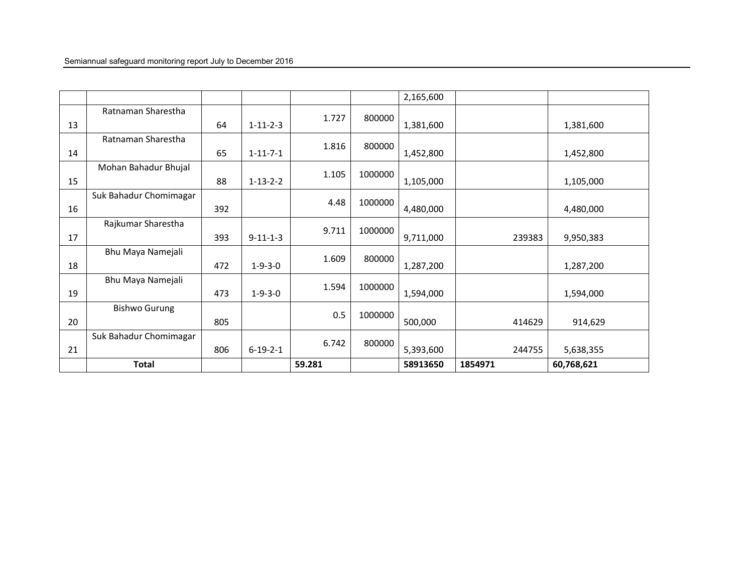| | | | | | | 2,165,600 | | |
|---|---|---|---|---|---|---|---|---|
| 13 | Ratnaman Sharestha | 64 | 1-11-2-3 | 1.727 | 800000 | 1,381,600 | | 1,381,600 |
| 14 | Ratnaman Sharestha | 65 | 1-11-7-1 | 1.816 | 800000 | 1,452,800 | | 1,452,800 |
| 15 | Mohan Bahadur Bhujal | 88 | 1-13-2-2 | 1.105 | 1000000 | 1,105,000 | | 1,105,000 |
| 16 | Suk Bahadur Chomimagar | 392 | | 4.48 | 1000000 | 4,480,000 | | 4,480,000 |
| 17 | Rajkumar Sharestha | 393 | 9-11-1-3 | 9.711 | 1000000 | 9,711,000 | 239383 | 9,950,383 |
| 18 | Bhu Maya Namejali | 472 | 1-9-3-0 | 1.609 | 800000 | 1,287,200 | | 1,287,200 |
| 19 | Bhu Maya Namejali | 473 | 1-9-3-0 | 1.594 | 1000000 | 1,594,000 | | 1,594,000 |
| 20 | Bishwo Gurung | 805 | | 0.5 | 1000000 | 500,000 | 414629 | 914,629 |
| 21 | Suk Bahadur Chomimagar | 806 | 6-19-2-1 | 6.742 | 800000 | 5,393,600 | 244755 | 5,638,355 |
| | **Total** | | | **59.281** | | **58913650** | **1854971** | **60,768,621** |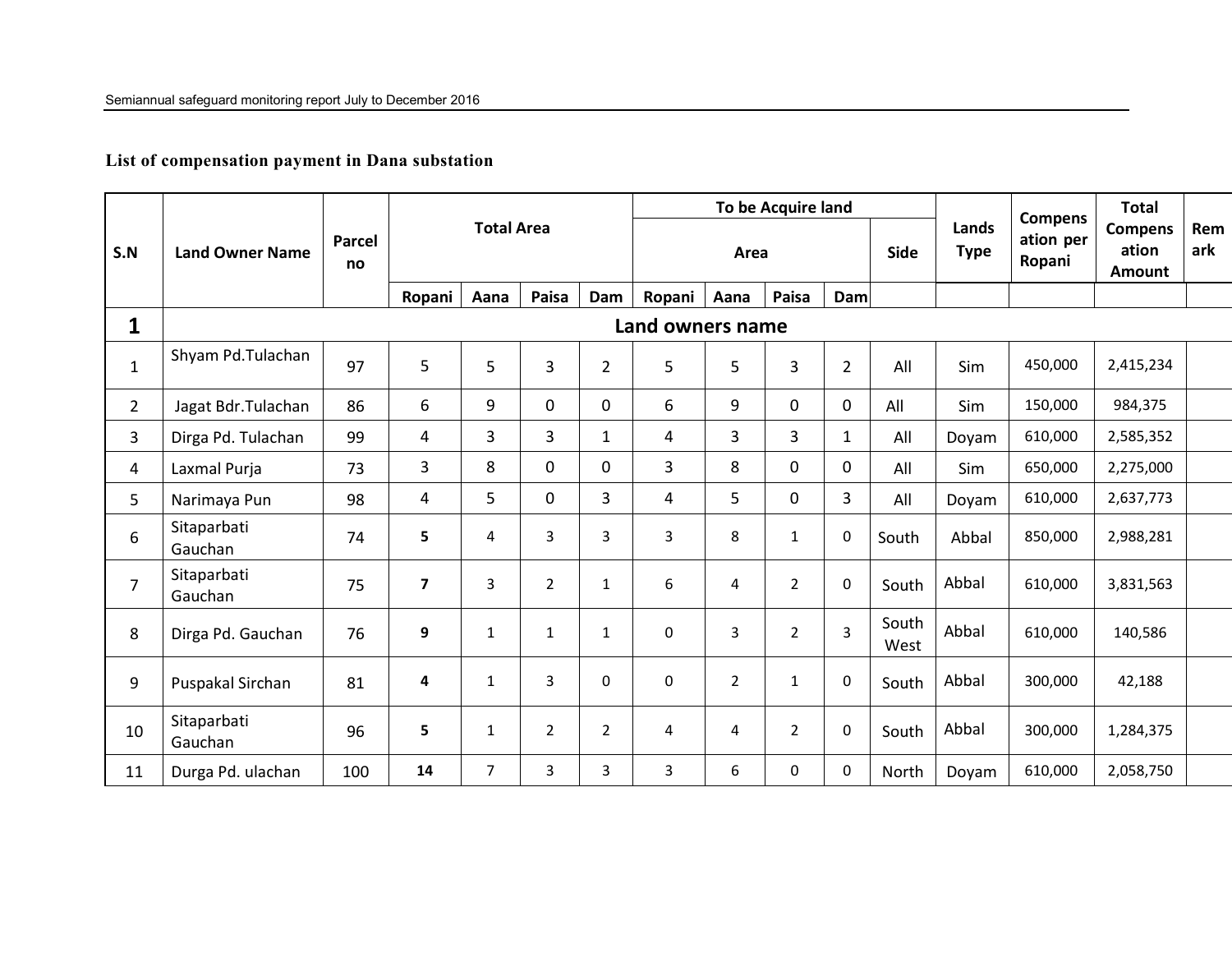**List of compensation payment in Dana substation**

| S.N | Land Owner Name | Parcel no | Total Area | | | | To be Acquire land | | | | | Lands Type | Compensation per Ropani | Total Compensation Amount | Remark |
|---|---|---|---|---|---|---|---|---|---|---|---|---|---|---|---|
| | | | | | | | Area | | | | Side | | | | |
| | | | Ropani | Aana | Paisa | Dam | Ropani | Aana | Paisa | Dam | | | | | |
| **1** | **Land owners name** | | | | | | | | | | | | | | |
| 1 | Shyam Pd.Tulachan | 97 | 5 | 5 | 3 | 2 | 5 | 5 | 3 | 2 | All | Sim | 450,000 | 2,415,234 | |
| 2 | Jagat Bdr.Tulachan | 86 | 6 | 9 | 0 | 0 | 6 | 9 | 0 | 0 | All | Sim | 150,000 | 984,375 | |
| 3 | Dirga Pd. Tulachan | 99 | 4 | 3 | 3 | 1 | 4 | 3 | 3 | 1 | All | Doyam | 610,000 | 2,585,352 | |
| 4 | Laxmal Purja | 73 | 3 | 8 | 0 | 0 | 3 | 8 | 0 | 0 | All | Sim | 650,000 | 2,275,000 | |
| 5 | Narimaya Pun | 98 | 4 | 5 | 0 | 3 | 4 | 5 | 0 | 3 | All | Doyam | 610,000 | 2,637,773 | |
| 6 | Sitaparbati Gauchan | 74 | **5** | 4 | 3 | 3 | 3 | 8 | 1 | 0 | South | Abbal | 850,000 | 2,988,281 | |
| 7 | Sitaparbati Gauchan | 75 | **7** | 3 | 2 | 1 | 6 | 4 | 2 | 0 | South | Abbal | 610,000 | 3,831,563 | |
| 8 | Dirga Pd. Gauchan | 76 | **9** | 1 | 1 | 1 | 0 | 3 | 2 | 3 | South West | Abbal | 610,000 | 140,586 | |
| 9 | Puspakal Sirchan | 81 | **4** | 1 | 3 | 0 | 0 | 2 | 1 | 0 | South | Abbal | 300,000 | 42,188 | |
| 10 | Sitaparbati Gauchan | 96 | **5** | 1 | 2 | 2 | 4 | 4 | 2 | 0 | South | Abbal | 300,000 | 1,284,375 | |
| 11 | Durga Pd. ulachan | 100 | **14** | 7 | 3 | 3 | 3 | 6 | 0 | 0 | North | Doyam | 610,000 | 2,058,750 | |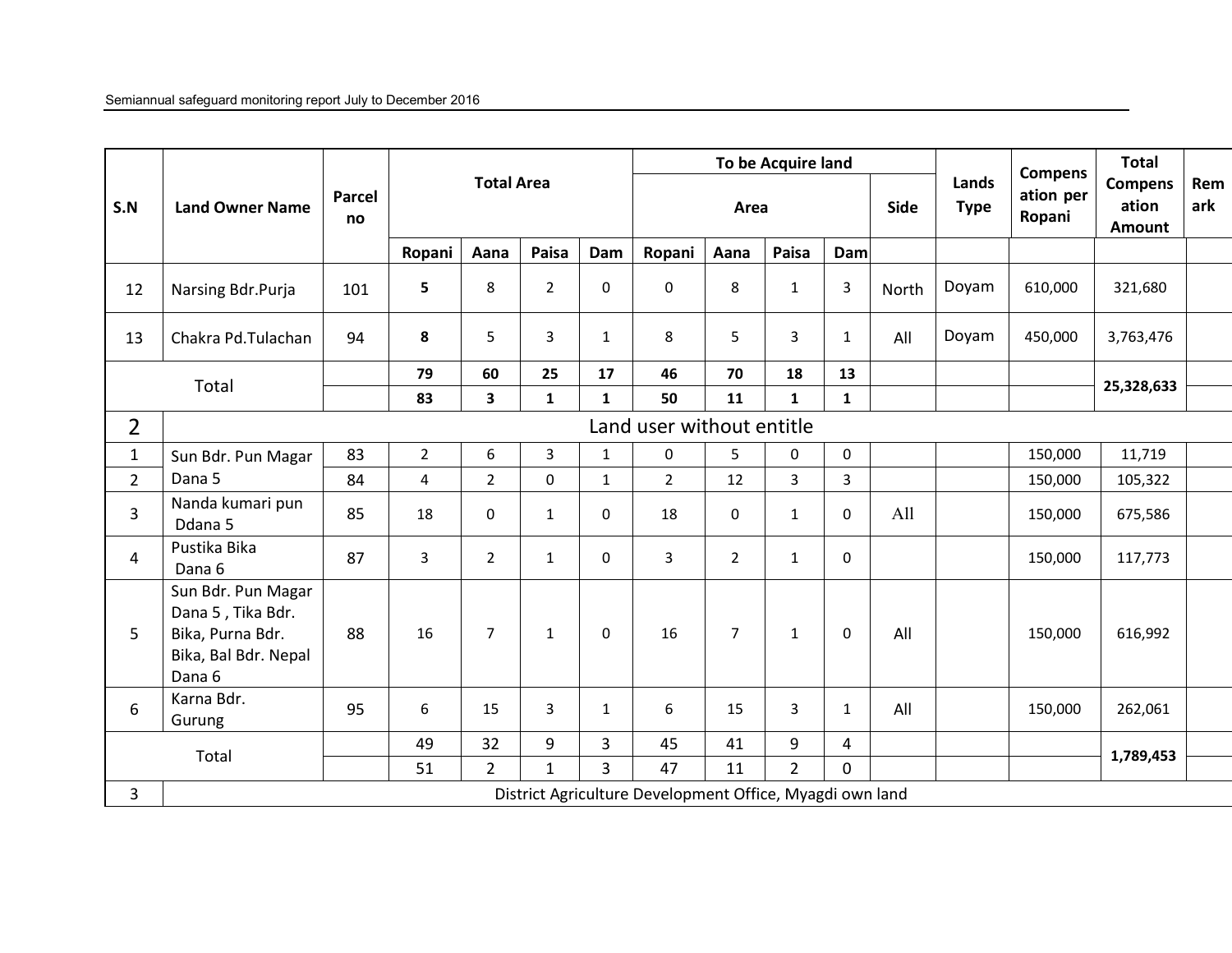| S.N | Land Owner Name | Parcel no | Total Area | | | | To be Acquire land | | | | | Lands Type | Compensation per Ropani | Total Compensation Amount | Remark |
|---|---|---|---|---|---|---|---|---|---|---|---|---|---|---|---|
| | | | | | | | Area | | | | Side | | | | |
| | | | Ropani | Aana | Paisa | Dam | Ropani | Aana | Paisa | Dam | | | | | |
| 12 | Narsing Bdr.Purja | 101 | **5** | 8 | 2 | 0 | 0 | 8 | 1 | 3 | North | Doyam | 610,000 | 321,680 | |
| 13 | Chakra Pd.Tulachan | 94 | **8** | 5 | 3 | 1 | 8 | 5 | 3 | 1 | All | Doyam | 450,000 | 3,763,476 | |
| Total | | | **79** | **60** | **25** | **17** | **46** | **70** | **18** | **13** | | | | **25,328,633** | |
| | | | **83** | **3** | **1** | **1** | **50** | **11** | **1** | **1** | | | | | |
| 2 | Land user without entitle | | | | | | | | | | | | | | |
| 1 | Sun Bdr. Pun Magar Dana 5 | 83 | 2 | 6 | 3 | 1 | 0 | 5 | 0 | 0 | | | 150,000 | 11,719 | |
| 2 | | 84 | 4 | 2 | 0 | 1 | 2 | 12 | 3 | 3 | | | 150,000 | 105,322 | |
| 3 | Nanda kumari pun Ddana 5 | 85 | 18 | 0 | 1 | 0 | 18 | 0 | 1 | 0 | All | | 150,000 | 675,586 | |
| 4 | Pustika Bika Dana 6 | 87 | 3 | 2 | 1 | 0 | 3 | 2 | 1 | 0 | | | 150,000 | 117,773 | |
| 5 | Sun Bdr. Pun Magar Dana 5 , Tika Bdr. Bika, Purna Bdr. Bika, Bal Bdr. Nepal Dana 6 | 88 | 16 | 7 | 1 | 0 | 16 | 7 | 1 | 0 | All | | 150,000 | 616,992 | |
| 6 | Karna Bdr. Gurung | 95 | 6 | 15 | 3 | 1 | 6 | 15 | 3 | 1 | All | | 150,000 | 262,061 | |
| Total | | | 49 | 32 | 9 | 3 | 45 | 41 | 9 | 4 | | | | **1,789,453** | |
| | | | 51 | 2 | 1 | 3 | 47 | 11 | 2 | 0 | | | | | |
| 3 | District Agriculture Development Office, Myagdi own land | | | | | | | | | | | | | | |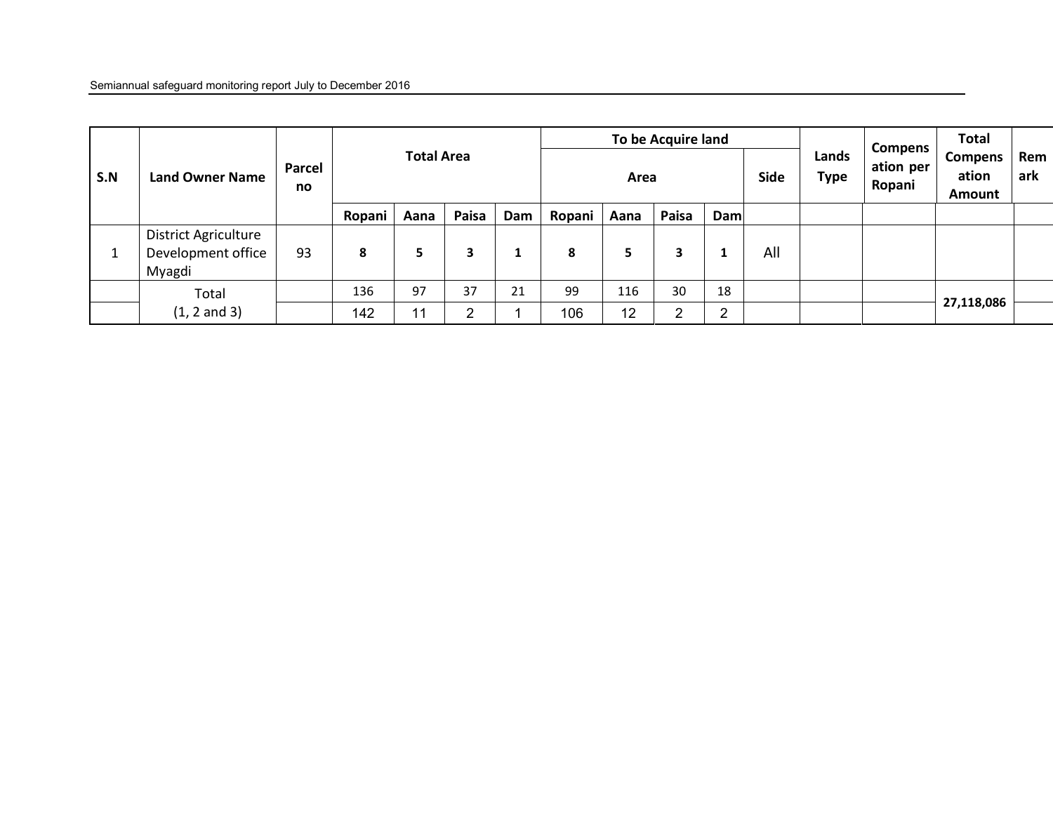| S.N | Land Owner Name | Parcel no | Total Area | | | | To be Acquire land | | | | | Lands Type | Compensation per Ropani | Total Compensation Amount | Remark |
|---|---|---|---|---|---|---|---|---|---|---|---|---|---|---|---|
| | | | | | | | Area | | | | Side | | | | |
| | | | Ropani | Aana | Paisa | Dam | Ropani | Aana | Paisa | Dam | | | | | |
| 1 | District Agriculture Development office Myagdi | 93 | **8** | **5** | **3** | **1** | **8** | **5** | **3** | **1** | All | | | | |
| | Total (1, 2 and 3) | | 136 | 97 | 37 | 21 | 99 | 116 | 30 | 18 | | | | **27,118,086** | |
| | | | 142 | 11 | 2 | 1 | 106 | 12 | 2 | 2 | | | | | |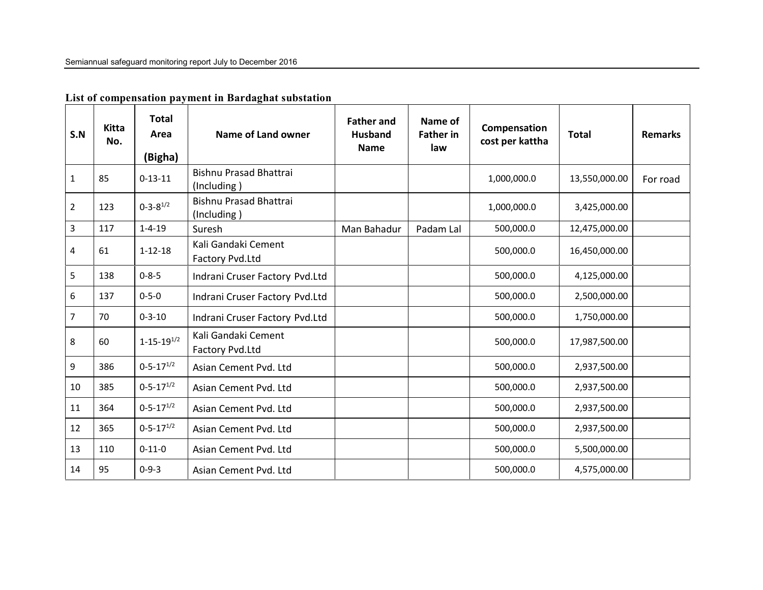**List of compensation payment in Bardaghat substation**

| S.N | Kitta No. | Total Area (Bigha) | Name of Land owner | Father and Husband Name | Name of Father in law | Compensation cost per kattha | Total | Remarks |
|---|---|---|---|---|---|---|---|---|
| 1 | 85 | 0-13-11 | Bishnu Prasad Bhattrai (Including ) | | | 1,000,000.0 | 13,550,000.00 | For road |
| 2 | 123 | 0-3-8$^{1/2}$ | Bishnu Prasad Bhattrai (Including ) | | | 1,000,000.0 | 3,425,000.00 | |
| 3 | 117 | 1-4-19 | Suresh | Man Bahadur | Padam Lal | 500,000.0 | 12,475,000.00 | |
| 4 | 61 | 1-12-18 | Kali Gandaki Cement Factory Pvd.Ltd | | | 500,000.0 | 16,450,000.00 | |
| 5 | 138 | 0-8-5 | Indrani Cruser Factory Pvd.Ltd | | | 500,000.0 | 4,125,000.00 | |
| 6 | 137 | 0-5-0 | Indrani Cruser Factory Pvd.Ltd | | | 500,000.0 | 2,500,000.00 | |
| 7 | 70 | 0-3-10 | Indrani Cruser Factory Pvd.Ltd | | | 500,000.0 | 1,750,000.00 | |
| 8 | 60 | 1-15-19$^{1/2}$ | Kali Gandaki Cement Factory Pvd.Ltd | | | 500,000.0 | 17,987,500.00 | |
| 9 | 386 | 0-5-17$^{1/2}$ | Asian Cement Pvd. Ltd | | | 500,000.0 | 2,937,500.00 | |
| 10 | 385 | 0-5-17$^{1/2}$ | Asian Cement Pvd. Ltd | | | 500,000.0 | 2,937,500.00 | |
| 11 | 364 | 0-5-17$^{1/2}$ | Asian Cement Pvd. Ltd | | | 500,000.0 | 2,937,500.00 | |
| 12 | 365 | 0-5-17$^{1/2}$ | Asian Cement Pvd. Ltd | | | 500,000.0 | 2,937,500.00 | |
| 13 | 110 | 0-11-0 | Asian Cement Pvd. Ltd | | | 500,000.0 | 5,500,000.00 | |
| 14 | 95 | 0-9-3 | Asian Cement Pvd. Ltd | | | 500,000.0 | 4,575,000.00 | |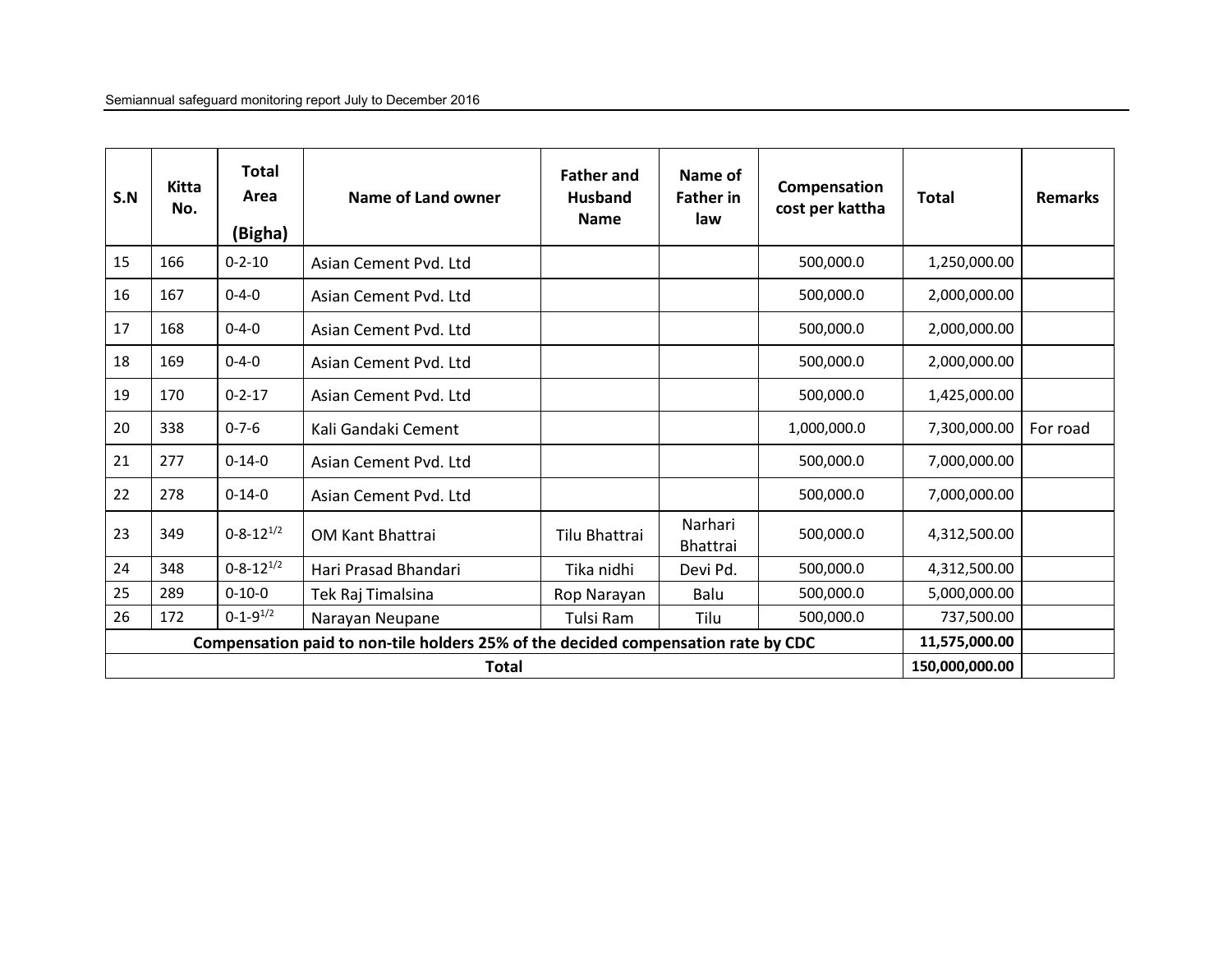| S.N | Kitta No. | Total Area (Bigha) | Name of Land owner | Father and Husband Name | Name of Father in law | Compensation cost per kattha | Total | Remarks |
|---|---|---|---|---|---|---|---|---|
| 15 | 166 | 0-2-10 | Asian Cement Pvd. Ltd | | | 500,000.0 | 1,250,000.00 | |
| 16 | 167 | 0-4-0 | Asian Cement Pvd. Ltd | | | 500,000.0 | 2,000,000.00 | |
| 17 | 168 | 0-4-0 | Asian Cement Pvd. Ltd | | | 500,000.0 | 2,000,000.00 | |
| 18 | 169 | 0-4-0 | Asian Cement Pvd. Ltd | | | 500,000.0 | 2,000,000.00 | |
| 19 | 170 | 0-2-17 | Asian Cement Pvd. Ltd | | | 500,000.0 | 1,425,000.00 | |
| 20 | 338 | 0-7-6 | Kali Gandaki Cement | | | 1,000,000.0 | 7,300,000.00 | For road |
| 21 | 277 | 0-14-0 | Asian Cement Pvd. Ltd | | | 500,000.0 | 7,000,000.00 | |
| 22 | 278 | 0-14-0 | Asian Cement Pvd. Ltd | | | 500,000.0 | 7,000,000.00 | |
| 23 | 349 | 0-8-12 1/2 | OM Kant Bhattrai | Tilu Bhattrai | Narhari Bhattrai | 500,000.0 | 4,312,500.00 | |
| 24 | 348 | 0-8-12 1/2 | Hari Prasad Bhandari | Tika nidhi | Devi Pd. | 500,000.0 | 4,312,500.00 | |
| 25 | 289 | 0-10-0 | Tek Raj Timalsina | Rop Narayan | Balu | 500,000.0 | 5,000,000.00 | |
| 26 | 172 | 0-1-9 1/2 | Narayan Neupane | Tulsi Ram | Tilu | 500,000.0 | 737,500.00 | |
| **Compensation paid to non-tile holders 25% of the decided compensation rate by CDC** | | | | | | | **11,575,000.00** | |
| **Total** | | | | | | | **150,000,000.00** | |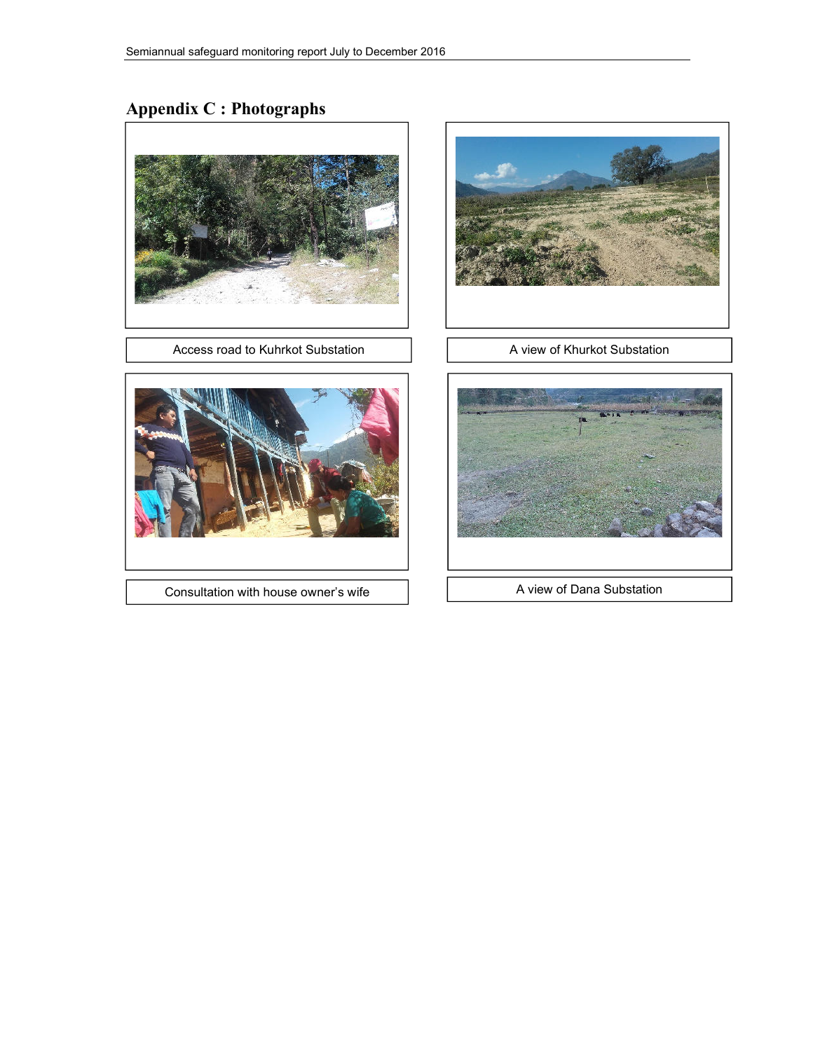# Appendix C : Photographs

Access road to Kuhrkot Substation

A view of Khurkot Substation

Consultation with house owner's wife

A view of Dana Substation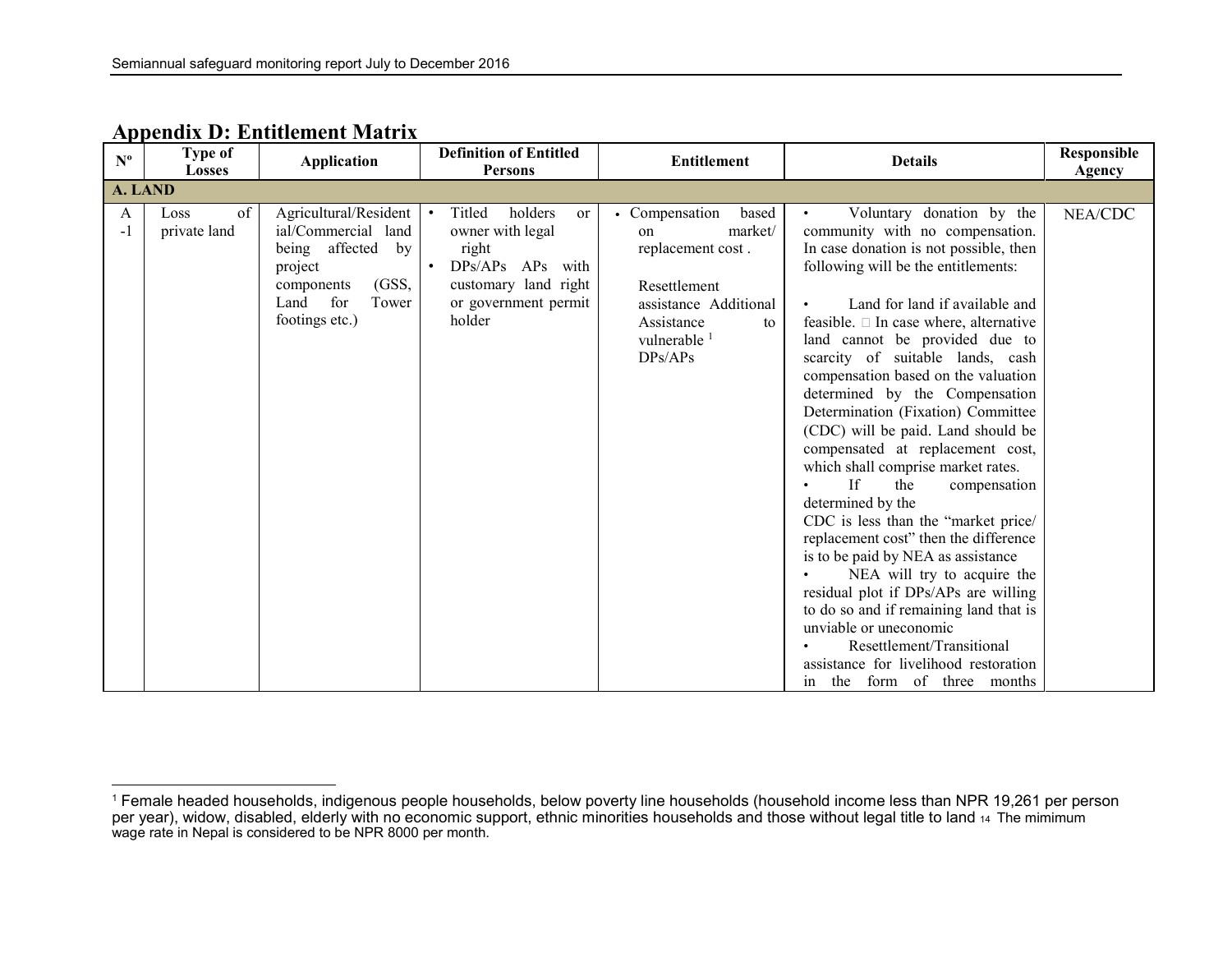## Appendix D: Entitlement Matrix

| Nº | Type of Losses | Application | Definition of Entitled Persons | Entitlement | Details | Responsible Agency |
|---|---|---|---|---|---|---|
| **A. LAND** | | | | | | |
| A-1 | Loss of private land | Agricultural/Residential/Commercial land being affected by project components (GSS, Land for Tower footings etc.) | • Titled holders or owner with legal right<br>• DPs/APs APs with customary land right or government permit holder | • Compensation based on market/ replacement cost .<br><br>Resettlement assistance Additional Assistance to vulnerable [1] DPs/APs | • Voluntary donation by the community with no compensation. In case donation is not possible, then following will be the entitlements:<br><br>• Land for land if available and feasible.  In case where, alternative land cannot be provided due to scarcity of suitable lands, cash compensation based on the valuation determined by the Compensation Determination (Fixation) Committee (CDC) will be paid. Land should be compensated at replacement cost, which shall comprise market rates.<br>• If the compensation determined by the CDC is less than the "market price/ replacement cost" then the difference is to be paid by NEA as assistance<br>• NEA will try to acquire the residual plot if DPs/APs are willing to do so and if remaining land that is unviable or uneconomic<br>• Resettlement/Transitional assistance for livelihood restoration in the form of three months | NEA/CDC |

[1] Female headed households, indigenous people households, below poverty line households (household income less than NPR 19,261 per person per year), widow, disabled, elderly with no economic support, ethnic minorities households and those without legal title to land 14 The mimimum wage rate in Nepal is considered to be NPR 8000 per month.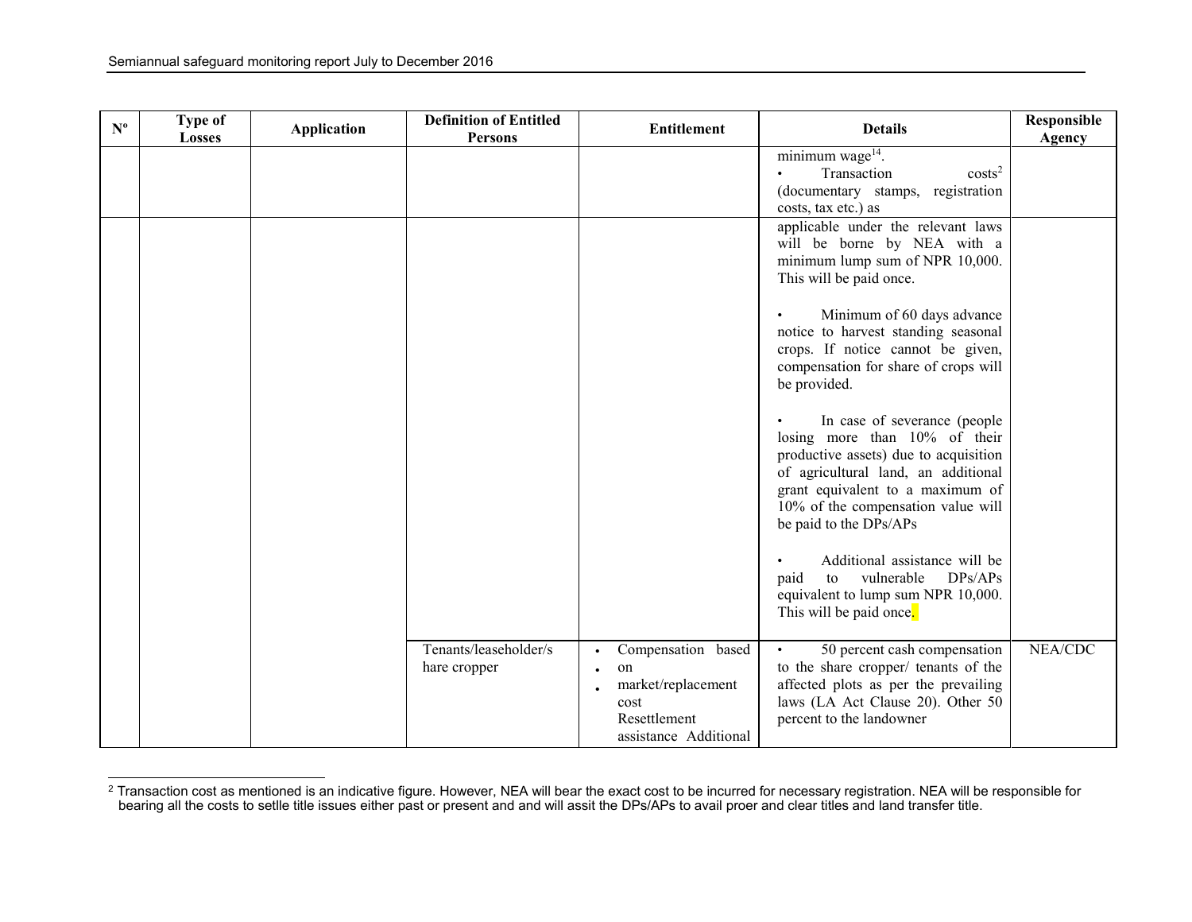| Nº | Type of Losses | Application | Definition of Entitled Persons | Entitlement | Details | Responsible Agency |
|---|---|---|---|---|---|---|
| | | | | | minimum wage[14]. • Transaction costs[2] (documentary stamps, registration costs, tax etc.) as | |
| | | | | | applicable under the relevant laws will be borne by NEA with a minimum lump sum of NPR 10,000. This will be paid once. <br><br> • Minimum of 60 days advance notice to harvest standing seasonal crops. If notice cannot be given, compensation for share of crops will be provided. <br><br> • In case of severance (people losing more than 10% of their productive assets) due to acquisition of agricultural land, an additional grant equivalent to a maximum of 10% of the compensation value will be paid to the DPs/APs <br><br> • Additional assistance will be paid to vulnerable DPs/APs equivalent to lump sum NPR 10,000. This will be paid once. | |
| | | | Tenants/leaseholder/share cropper | • Compensation based on • market/replacement cost • Resettlement assistance Additional | • 50 percent cash compensation to the share cropper/ tenants of the affected plots as per the prevailing laws (LA Act Clause 20). Other 50 percent to the landowner | NEA/CDC |

[2] Transaction cost as mentioned is an indicative figure. However, NEA will bear the exact cost to be incurred for necessary registration. NEA will be responsible for bearing all the costs to setlle title issues either past or present and and will assit the DPs/APs to avail proer and clear titles and land transfer title.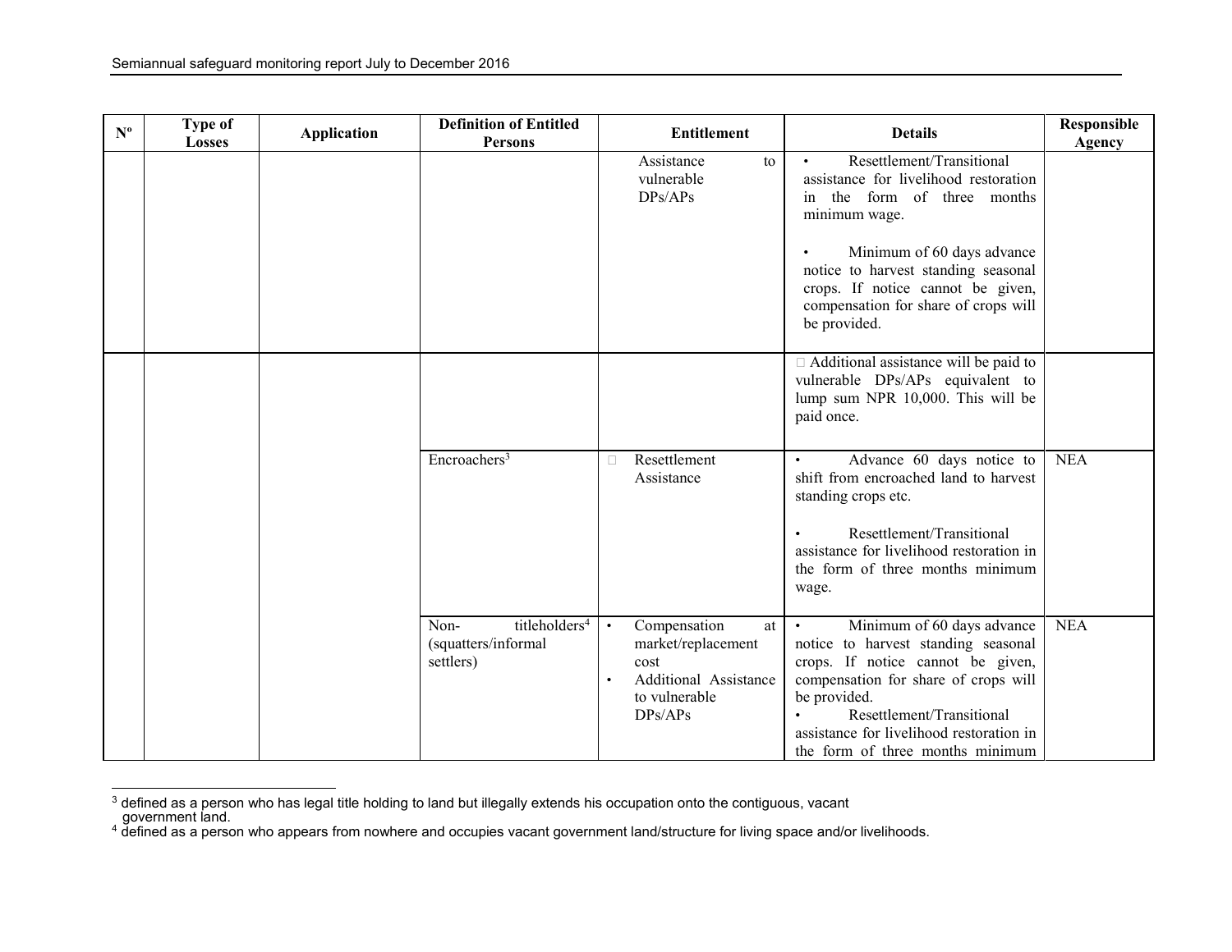| Nº | Type of Losses | Application | Definition of Entitled Persons | Entitlement | Details | Responsible Agency |
|---|---|---|---|---|---|---|
| | | | | Assistance to vulnerable DPs/APs | • Resettlement/Transitional assistance for livelihood restoration in the form of three months minimum wage.<br><br>• Minimum of 60 days advance notice to harvest standing seasonal crops. If notice cannot be given, compensation for share of crops will be provided. | |
| | | | | | Additional assistance will be paid to vulnerable DPs/APs equivalent to lump sum NPR 10,000. This will be paid once. | |
| | | | Encroachers[3] | Resettlement Assistance | • Advance 60 days notice to shift from encroached land to harvest standing crops etc.<br><br>• Resettlement/Transitional assistance for livelihood restoration in the form of three months minimum wage. | NEA |
| | | | Non- titleholders[4] (squatters/informal settlers) | • Compensation at market/replacement cost<br>• Additional Assistance to vulnerable DPs/APs | • Minimum of 60 days advance notice to harvest standing seasonal crops. If notice cannot be given, compensation for share of crops will be provided.<br>• Resettlement/Transitional assistance for livelihood restoration in the form of three months minimum | NEA |

[3] defined as a person who has legal title holding to land but illegally extends his occupation onto the contiguous, vacant government land.

[4] defined as a person who appears from nowhere and occupies vacant government land/structure for living space and/or livelihoods.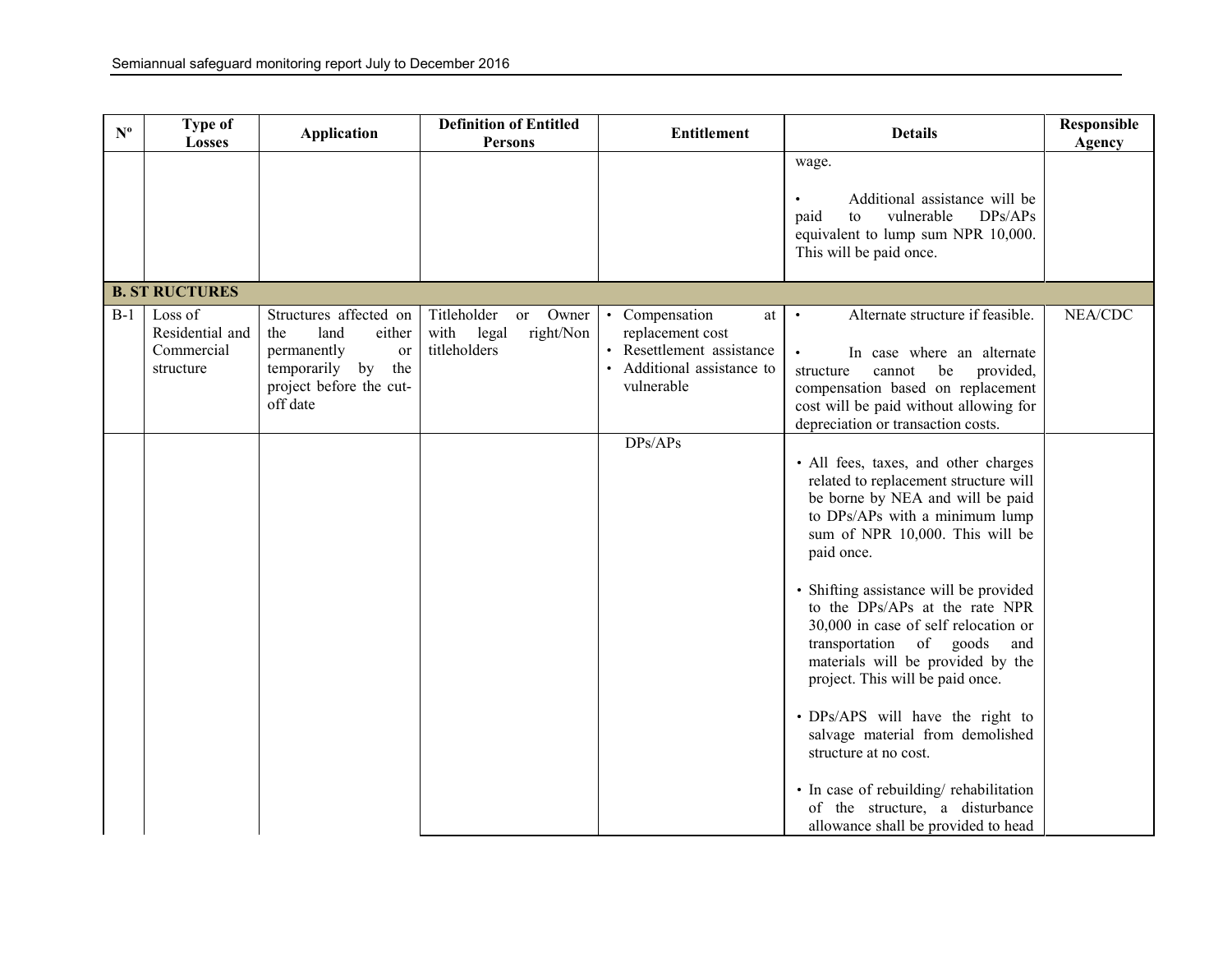| Nº | Type of Losses | Application | Definition of Entitled Persons | Entitlement | Details | Responsible Agency |
|---|---|---|---|---|---|---|
| | | | | | wage.<br><br>• Additional assistance will be paid to vulnerable DPs/APs equivalent to lump sum NPR 10,000. This will be paid once. | |
| **B. ST RUCTURES** | | | | | | |
| B-1 | Loss of Residential and Commercial structure | Structures affected on the land either permanently or temporarily by the project before the cut-off date | Titleholder or Owner with legal right/Non titleholders | • Compensation at replacement cost<br>• Resettlement assistance<br>• Additional assistance to vulnerable | • Alternate structure if feasible.<br><br>• In case where an alternate structure cannot be provided, compensation based on replacement cost will be paid without allowing for depreciation or transaction costs. | NEA/CDC |
| | | | | DPs/APs | • All fees, taxes, and other charges related to replacement structure will be borne by NEA and will be paid to DPs/APs with a minimum lump sum of NPR 10,000. This will be paid once.<br><br>• Shifting assistance will be provided to the DPs/APs at the rate NPR 30,000 in case of self relocation or transportation of goods and materials will be provided by the project. This will be paid once.<br><br>• DPs/APS will have the right to salvage material from demolished structure at no cost.<br><br>• In case of rebuilding/ rehabilitation of the structure, a disturbance allowance shall be provided to head | |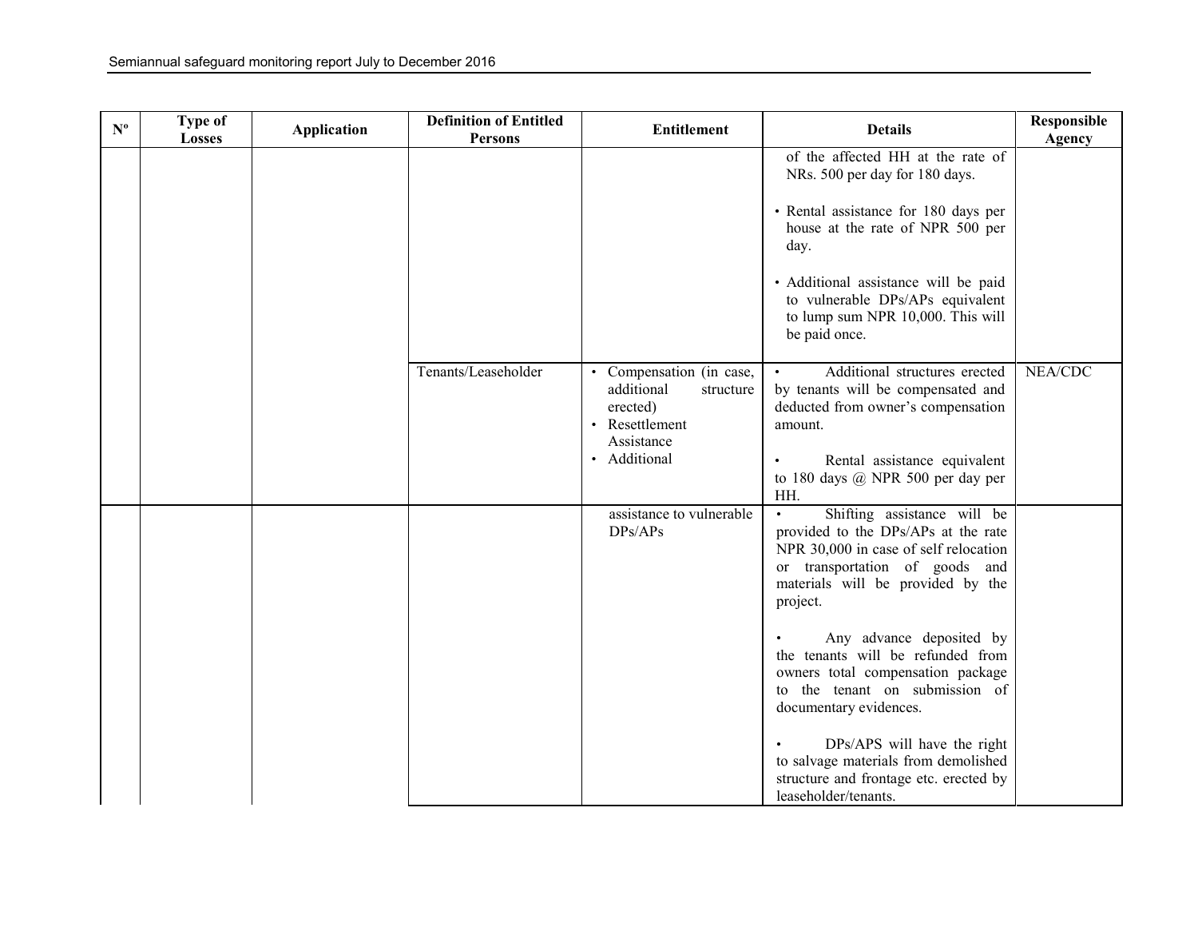| Nº | Type of Losses | Application | Definition of Entitled Persons | Entitlement | Details | Responsible Agency |
|---|---|---|---|---|---|---|
| | | | | | of the affected HH at the rate of NRs. 500 per day for 180 days.<br><br>• Rental assistance for 180 days per house at the rate of NPR 500 per day.<br><br>• Additional assistance will be paid to vulnerable DPs/APs equivalent to lump sum NPR 10,000. This will be paid once. | |
| | | | Tenants/Leaseholder | • Compensation (in case, additional structure erected)<br>• Resettlement Assistance<br>• Additional | • Additional structures erected by tenants will be compensated and deducted from owner's compensation amount.<br><br>• Rental assistance equivalent to 180 days @ NPR 500 per day per HH. | NEA/CDC |
| | | | | assistance to vulnerable DPs/APs | • Shifting assistance will be provided to the DPs/APs at the rate NPR 30,000 in case of self relocation or transportation of goods and materials will be provided by the project.<br><br>• Any advance deposited by the tenants will be refunded from owners total compensation package to the tenant on submission of documentary evidences.<br><br>• DPs/APS will have the right to salvage materials from demolished structure and frontage etc. erected by leaseholder/tenants. | |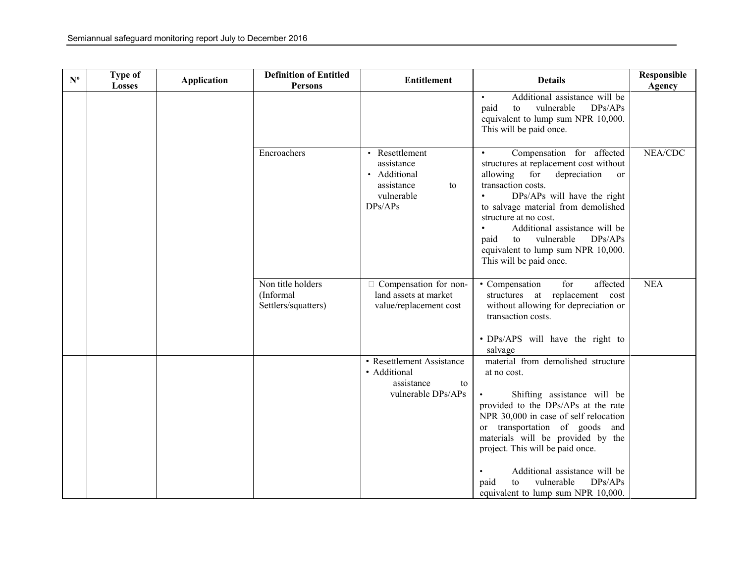| Nº | Type of Losses | Application | Definition of Entitled Persons | Entitlement | Details | Responsible Agency |
|---|---|---|---|---|---|---|
| | | | | | • Additional assistance will be paid to vulnerable DPs/APs equivalent to lump sum NPR 10,000. This will be paid once. | |
| | | | Encroachers | • Resettlement assistance<br>• Additional assistance to vulnerable DPs/APs | • Compensation for affected structures at replacement cost without allowing for depreciation or transaction costs.<br>• DPs/APs will have the right to salvage material from demolished structure at no cost.<br>• Additional assistance will be paid to vulnerable DPs/APs equivalent to lump sum NPR 10,000. This will be paid once. | NEA/CDC |
| | | | Non title holders (Informal Settlers/squatters) | Compensation for non-land assets at market value/replacement cost | • Compensation for affected structures at replacement cost without allowing for depreciation or transaction costs.<br><br>• DPs/APS will have the right to salvage | NEA |
| | | | | • Resettlement Assistance<br>• Additional assistance to vulnerable DPs/APs | material from demolished structure at no cost.<br><br>• Shifting assistance will be provided to the DPs/APs at the rate NPR 30,000 in case of self relocation or transportation of goods and materials will be provided by the project. This will be paid once.<br><br>• Additional assistance will be paid to vulnerable DPs/APs equivalent to lump sum NPR 10,000. | |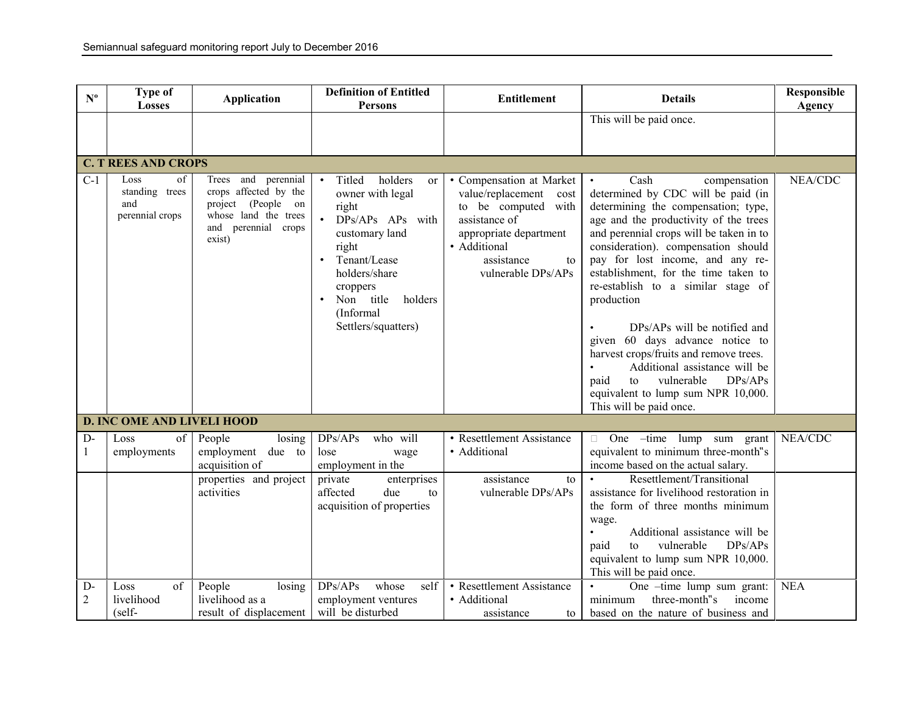| Nº | Type of Losses | Application | Definition of Entitled Persons | Entitlement | Details | Responsible Agency |
|---|---|---|---|---|---|---|
| | | | | | This will be paid once. | |
| **C. T REES AND CROPS** | | | | | | |
| C-1 | Loss of standing trees and perennial crops | Trees and perennial crops affected by the project (People on whose land the trees and perennial crops exist) | • Titled holders or owner with legal right<br>• DPs/APs APs with customary land right<br>• Tenant/Lease holders/share croppers<br>• Non title holders (Informal Settlers/squatters) | • Compensation at Market value/replacement cost to be computed with assistance of appropriate department<br>• Additional assistance to vulnerable DPs/APs | • Cash compensation determined by CDC will be paid (in determining the compensation; type, age and the productivity of the trees and perennial crops will be taken in to consideration). compensation should pay for lost income, and any re-establishment, for the time taken to re-establish to a similar stage of production<br><br>• DPs/APs will be notified and given 60 days advance notice to harvest crops/fruits and remove trees.<br>• Additional assistance will be paid to vulnerable DPs/APs equivalent to lump sum NPR 10,000. This will be paid once. | NEA/CDC |
| **D. INC OME AND LIVELI HOOD** | | | | | | |
| D-1 | Loss of employments | People losing employment due to acquisition of properties and project activities | DPs/APs who will lose wage employment in the private enterprises affected due to acquisition of properties | • Resettlement Assistance<br>• Additional assistance to vulnerable DPs/APs | One –time lump sum grant equivalent to minimum three-month"s income based on the actual salary.<br>• Resettlement/Transitional assistance for livelihood restoration in the form of three months minimum wage.<br>• Additional assistance will be paid to vulnerable DPs/APs equivalent to lump sum NPR 10,000. This will be paid once. | NEA/CDC |
| D-2 | Loss of livelihood (self- | People losing livelihood as a result of displacement | DPs/APs whose self employment ventures will be disturbed | • Resettlement Assistance<br>• Additional assistance to | • One –time lump sum grant: minimum three-month"s income based on the nature of business and | NEA |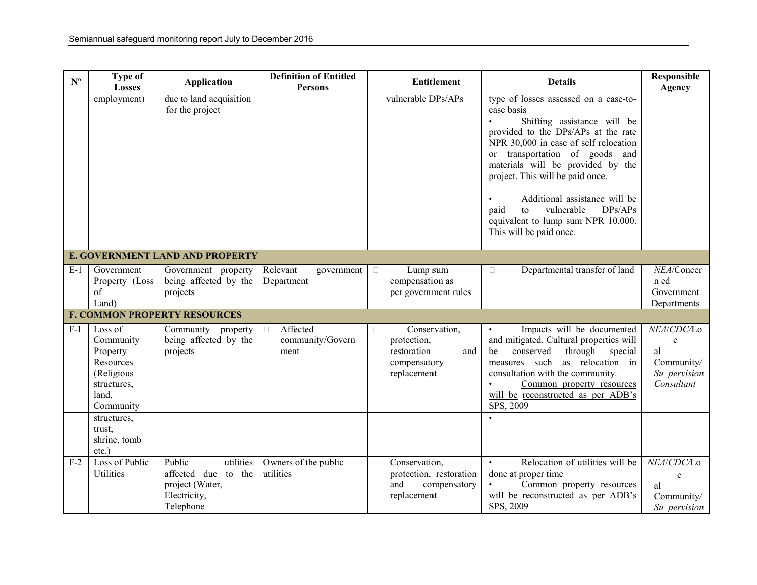| Nº | Type of Losses | Application | Definition of Entitled Persons | Entitlement | Details | Responsible Agency |
|---|---|---|---|---|---|---|
| | employment) | due to land acquisition for the project | | vulnerable DPs/APs | type of losses assessed on a case-to-case basis<br>• Shifting assistance will be provided to the DPs/APs at the rate NPR 30,000 in case of self relocation or transportation of goods and materials will be provided by the project. This will be paid once.<br><br>• Additional assistance will be paid to vulnerable DPs/APs equivalent to lump sum NPR 10,000. This will be paid once. | |
| **E. GOVERNMENT LAND AND PROPERTY** | | | | | | |
| E-1 | Government Property (Loss of Land) | Government property being affected by the projects | Relevant government Department | Lump sum compensation as per government rules | Departmental transfer of land | *NEA*/Concerned Government Departments |
| **F. COMMON PROPERTY RESOURCES** | | | | | | |
| F-1 | Loss of Community Property Resources (Religious structures, land, Community structures, trust, shrine, tomb etc.) | Community property being affected by the projects | Affected community/Government | Conservation, protection, restoration and compensatory replacement | • Impacts will be documented and mitigated. Cultural properties will be conserved through special measures such as relocation in consultation with the community.<br>• Common property resources will be reconstructed as per ADB's SPS, 2009<br>• | *NEA*/*CDC*/Local Community/ *Supervision Consultant* |
| F-2 | Loss of Public Utilities | Public utilities affected due to the project (Water, Electricity, Telephone | Owners of the public utilities | Conservation, protection, restoration and compensatory replacement | • Relocation of utilities will be done at proper time<br>• Common property resources will be reconstructed as per ADB's SPS, 2009 | *NEA*/*CDC*/Local Community/ *Supervision* |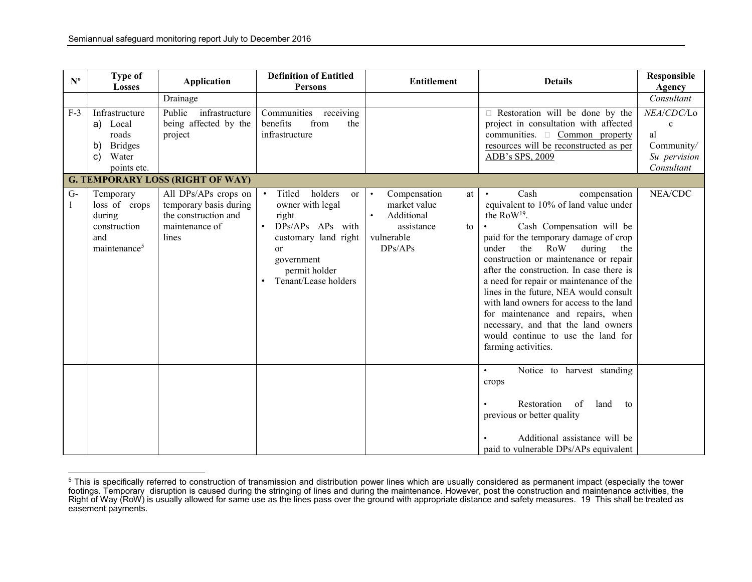| Nº | Type of Losses | Application | Definition of Entitled Persons | Entitlement | Details | Responsible Agency |
|---|---|---|---|---|---|---|
| | | Drainage | | | | *Consultant* |
| F-3 | Infrastructure<br>a) Local roads<br>b) Bridges<br>c) Water points etc. | Public infrastructure being affected by the project | Communities receiving benefits from the infrastructure | | Restoration will be done by the project in consultation with affected communities. Common property resources will be reconstructed as per ADB's SPS, 2009 | *NEA*/*CDC*/Loc al Community/ *Su pervision Consultant* |
| **G. TEMPORARY LOSS (RIGHT OF WAY)** | | | | | | |
| G-1 | Temporary loss of crops during construction and maintenance[5] | All DPs/APs crops on temporary basis during the construction and maintenance of lines | • Titled holders or owner with legal right<br>• DPs/APs APs with customary land right or government permit holder<br>• Tenant/Lease holders | • Compensation at market value<br>• Additional assistance to vulnerable DPs/APs | • Cash compensation equivalent to 10% of land value under the RoW[19].<br>• Cash Compensation will be paid for the temporary damage of crop under the RoW during the construction or maintenance or repair after the construction. In case there is a need for repair or maintenance of the lines in the future, NEA would consult with land owners for access to the land for maintenance and repairs, when necessary, and that the land owners would continue to use the land for farming activities. | NEA/CDC |
| | | | | | • Notice to harvest standing crops<br><br>• Restoration of land to previous or better quality<br><br>• Additional assistance will be paid to vulnerable DPs/APs equivalent | |

[5] This is specifically referred to construction of transmission and distribution power lines which are usually considered as permanent impact (especially the tower footings. Temporary disruption is caused during the stringing of lines and during the maintenance. However, post the construction and maintenance activities, the Right of Way (RoW) is usually allowed for same use as the lines pass over the ground with appropriate distance and safety measures. 19 This shall be treated as easement payments.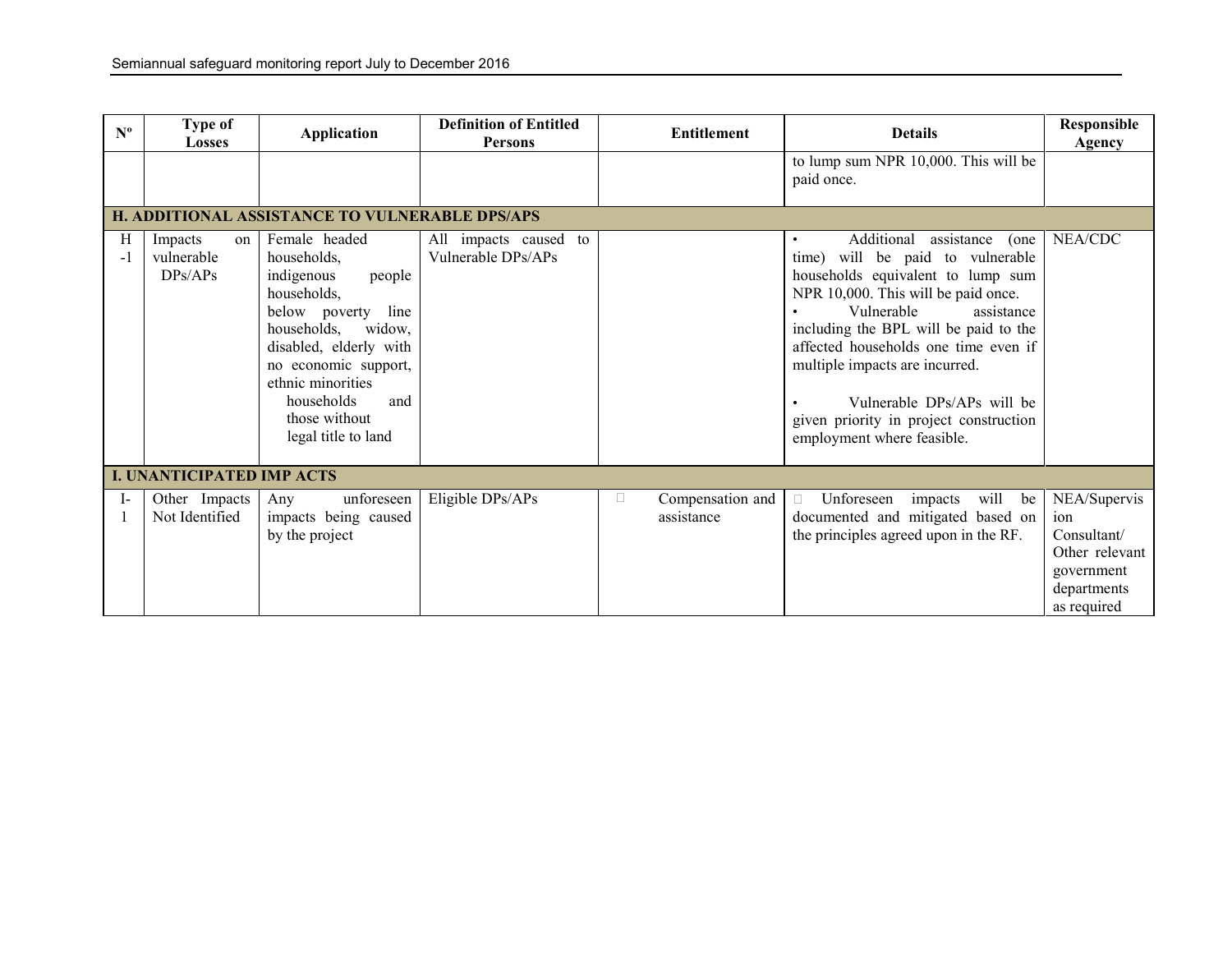| Nº | Type of Losses | Application | Definition of Entitled Persons | Entitlement | Details | Responsible Agency |
|---|---|---|---|---|---|---|
| | | | | | to lump sum NPR 10,000. This will be paid once. | |
| **H. ADDITIONAL ASSISTANCE TO VULNERABLE DPS/APS** | | | | | | |
| H -1 | Impacts on vulnerable DPs/APs | Female headed households, indigenous people households, below poverty line households, widow, disabled, elderly with no economic support, ethnic minorities households and those without legal title to land | All impacts caused to Vulnerable DPs/APs | | • Additional assistance (one time) will be paid to vulnerable households equivalent to lump sum NPR 10,000. This will be paid once.<br>• Vulnerable assistance including the BPL will be paid to the affected households one time even if multiple impacts are incurred.<br>• Vulnerable DPs/APs will be given priority in project construction employment where feasible. | NEA/CDC |
| **I. UNANTICIPATED IMP ACTS** | | | | | | |
| I-1 | Other Impacts Not Identified | Any unforeseen impacts being caused by the project | Eligible DPs/APs | Compensation and assistance | Unforeseen impacts will be documented and mitigated based on the principles agreed upon in the RF. | NEA/Supervision Consultant/ Other relevant government departments as required |